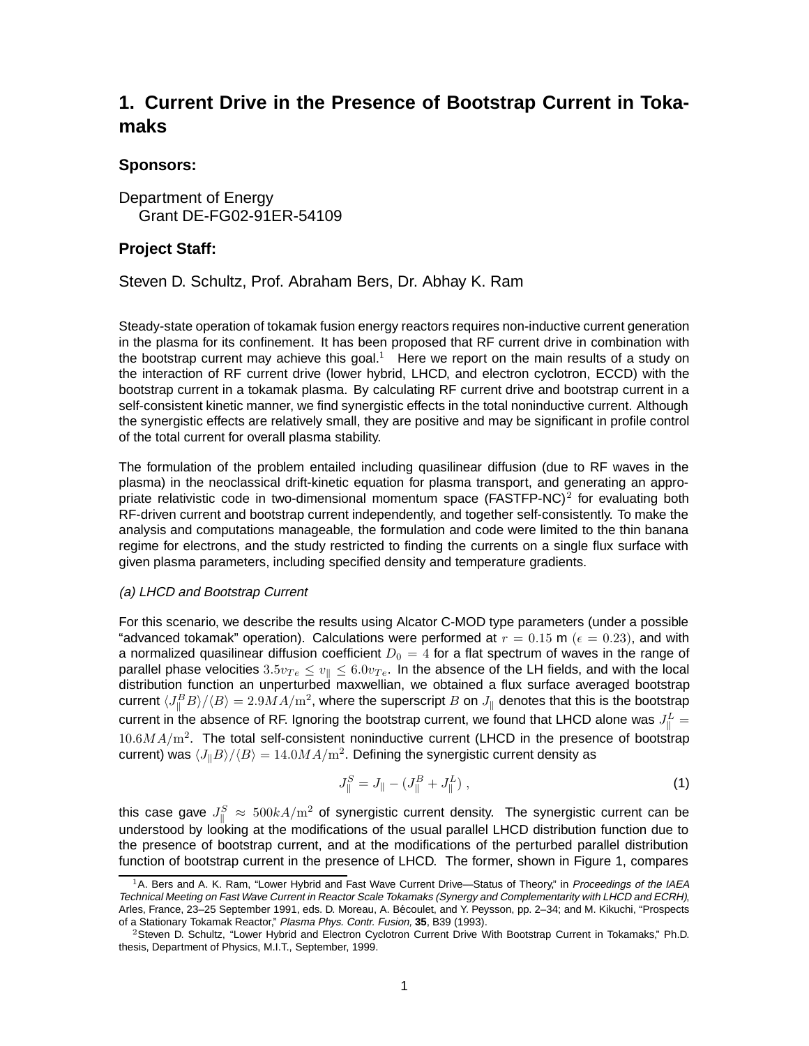# 1. Current Drive in the Presence of Bootstrap Current in Tokamaks

### Sponsors:

Department of Energy
Grant DE-FG02-91ER-54109

### Project Staff:

Steven D. Schultz, Prof. Abraham Bers, Dr. Abhay K. Ram

Steady-state operation of tokamak fusion energy reactors requires non-inductive current generation in the plasma for its confinement. It has been proposed that RF current drive in combination with the bootstrap current may achieve this goal.[1] Here we report on the main results of a study on the interaction of RF current drive (lower hybrid, LHCD, and electron cyclotron, ECCD) with the bootstrap current in a tokamak plasma. By calculating RF current drive and bootstrap current in a self-consistent kinetic manner, we find synergistic effects in the total noninductive current. Although the synergistic effects are relatively small, they are positive and may be significant in profile control of the total current for overall plasma stability.

The formulation of the problem entailed including quasilinear diffusion (due to RF waves in the plasma) in the neoclassical drift-kinetic equation for plasma transport, and generating an appropriate relativistic code in two-dimensional momentum space (FASTFP-NC)[2] for evaluating both RF-driven current and bootstrap current independently, and together self-consistently. To make the analysis and computations manageable, the formulation and code were limited to the thin banana regime for electrons, and the study restricted to finding the currents on a single flux surface with given plasma parameters, including specified density and temperature gradients.

*(a) LHCD and Bootstrap Current*

For this scenario, we describe the results using Alcator C-MOD type parameters (under a possible "advanced tokamak" operation). Calculations were performed at $r = 0.15$ m ($\epsilon = 0.23$), and with a normalized quasilinear diffusion coefficient $D_0 = 4$ for a flat spectrum of waves in the range of parallel phase velocities $3.5v_{Te} \leq v_\parallel \leq 6.0v_{Te}$. In the absence of the LH fields, and with the local distribution function an unperturbed maxwellian, we obtained a flux surface averaged bootstrap current $\langle J_\parallel^B B\rangle/\langle B\rangle = 2.9MA/\mathrm{m}^2$, where the superscript $B$ on $J_\parallel$ denotes that this is the bootstrap current in the absence of RF. Ignoring the bootstrap current, we found that LHCD alone was $J_\parallel^L = 10.6MA/\mathrm{m}^2$. The total self-consistent noninductive current (LHCD in the presence of bootstrap current) was $\langle J_\parallel B\rangle/\langle B\rangle = 14.0MA/\mathrm{m}^2$. Defining the synergistic current density as

$$J_\parallel^S = J_\parallel - (J_\parallel^B + J_\parallel^L)\,, \tag{1}$$

this case gave $J_\parallel^S \approx 500kA/\mathrm{m}^2$ of synergistic current density. The synergistic current can be understood by looking at the modifications of the usual parallel LHCD distribution function due to the presence of bootstrap current, and at the modifications of the perturbed parallel distribution function of bootstrap current in the presence of LHCD. The former, shown in Figure 1, compares

---

[1] A. Bers and A. K. Ram, "Lower Hybrid and Fast Wave Current Drive—Status of Theory," in *Proceedings of the IAEA Technical Meeting on Fast Wave Current in Reactor Scale Tokamaks (Synergy and Complementarity with LHCD and ECRH)*, Arles, France, 23–25 September 1991, eds. D. Moreau, A. Bécoulet, and Y. Peysson, pp. 2–34; and M. Kikuchi, "Prospects of a Stationary Tokamak Reactor," *Plasma Phys. Contr. Fusion,* **35**, B39 (1993).

[2] Steven D. Schultz, "Lower Hybrid and Electron Cyclotron Current Drive With Bootstrap Current in Tokamaks," Ph.D. thesis, Department of Physics, M.I.T., September, 1999.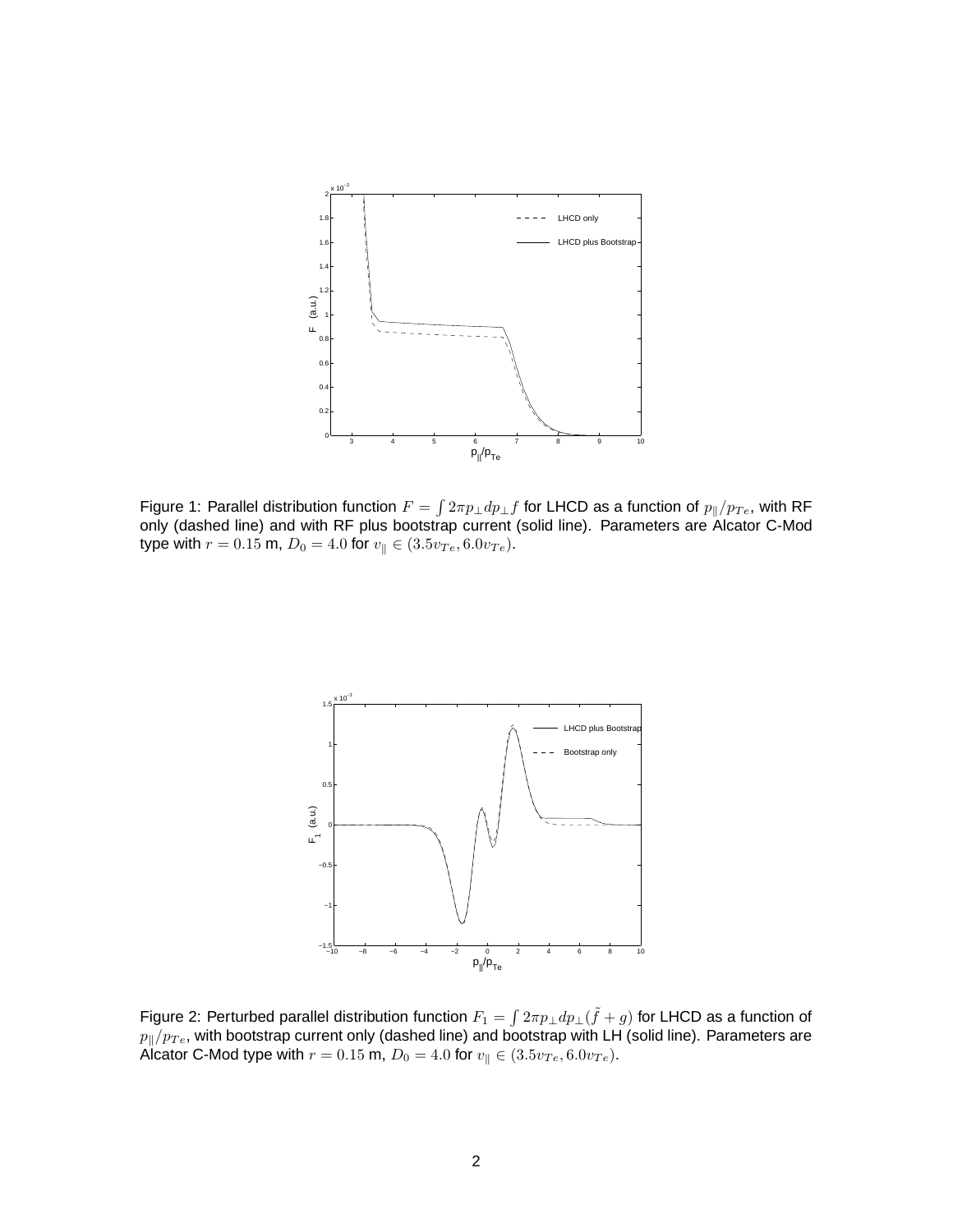Figure 1: Parallel distribution function $F = \int 2\pi p_\perp dp_\perp f$ for LHCD as a function of $p_\parallel/p_{Te}$, with RF only (dashed line) and with RF plus bootstrap current (solid line). Parameters are Alcator C-Mod type with $r = 0.15$ m, $D_0 = 4.0$ for $v_\parallel \in (3.5v_{Te}, 6.0v_{Te})$.

Figure 2: Perturbed parallel distribution function $F_1 = \int 2\pi p_\perp dp_\perp (\tilde{f} + g)$ for LHCD as a function of $p_\parallel/p_{Te}$, with bootstrap current only (dashed line) and bootstrap with LH (solid line). Parameters are Alcator C-Mod type with $r = 0.15$ m, $D_0 = 4.0$ for $v_\parallel \in (3.5v_{Te}, 6.0v_{Te})$.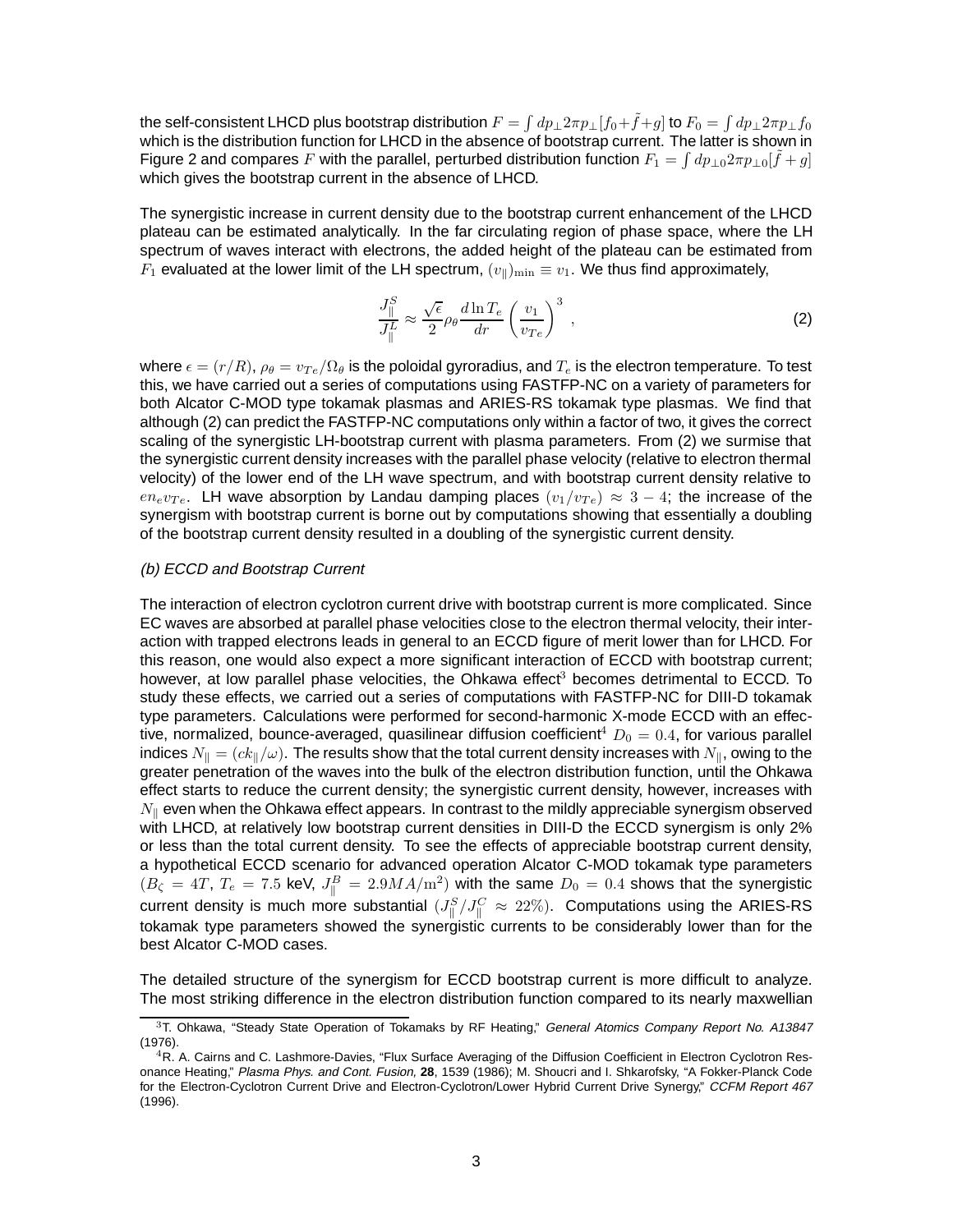the self-consistent LHCD plus bootstrap distribution $F = \int dp_\perp 2\pi p_\perp [f_0 + \tilde{f} + g]$ to $F_0 = \int dp_\perp 2\pi p_\perp f_0$ which is the distribution function for LHCD in the absence of bootstrap current. The latter is shown in Figure 2 and compares $F$ with the parallel, perturbed distribution function $F_1 = \int dp_{\perp 0} 2\pi p_{\perp 0} [\tilde{f} + g]$ which gives the bootstrap current in the absence of LHCD.

The synergistic increase in current density due to the bootstrap current enhancement of the LHCD plateau can be estimated analytically. In the far circulating region of phase space, where the LH spectrum of waves interact with electrons, the added height of the plateau can be estimated from $F_1$ evaluated at the lower limit of the LH spectrum, $(v_\parallel)_{\min} \equiv v_1$. We thus find approximately,

$$\frac{J_\parallel^S}{J_\parallel^L} \approx \frac{\sqrt{\epsilon}}{2} \rho_\theta \frac{d \ln T_e}{dr} \left( \frac{v_1}{v_{Te}} \right)^3 , \tag{2}$$

where $\epsilon = (r/R)$, $\rho_\theta = v_{Te}/\Omega_\theta$ is the poloidal gyroradius, and $T_e$ is the electron temperature. To test this, we have carried out a series of computations using FASTFP-NC on a variety of parameters for both Alcator C-MOD type tokamak plasmas and ARIES-RS tokamak type plasmas. We find that although (2) can predict the FASTFP-NC computations only within a factor of two, it gives the correct scaling of the synergistic LH-bootstrap current with plasma parameters. From (2) we surmise that the synergistic current density increases with the parallel phase velocity (relative to electron thermal velocity) of the lower end of the LH wave spectrum, and with bootstrap current density relative to $en_e v_{Te}$. LH wave absorption by Landau damping places $(v_1/v_{Te}) \approx 3 - 4$; the increase of the synergism with bootstrap current is borne out by computations showing that essentially a doubling of the bootstrap current density resulted in a doubling of the synergistic current density.

*(b) ECCD and Bootstrap Current*

The interaction of electron cyclotron current drive with bootstrap current is more complicated. Since EC waves are absorbed at parallel phase velocities close to the electron thermal velocity, their interaction with trapped electrons leads in general to an ECCD figure of merit lower than for LHCD. For this reason, one would also expect a more significant interaction of ECCD with bootstrap current; however, at low parallel phase velocities, the Ohkawa effect[3] becomes detrimental to ECCD. To study these effects, we carried out a series of computations with FASTFP-NC for DIII-D tokamak type parameters. Calculations were performed for second-harmonic X-mode ECCD with an effective, normalized, bounce-averaged, quasilinear diffusion coefficient[4] $D_0 = 0.4$, for various parallel indices $N_\parallel = (ck_\parallel/\omega)$. The results show that the total current density increases with $N_\parallel$, owing to the greater penetration of the waves into the bulk of the electron distribution function, until the Ohkawa effect starts to reduce the current density; the synergistic current density, however, increases with $N_\parallel$ even when the Ohkawa effect appears. In contrast to the mildly appreciable synergism observed with LHCD, at relatively low bootstrap current densities in DIII-D the ECCD synergism is only 2% or less than the total current density. To see the effects of appreciable bootstrap current density, a hypothetical ECCD scenario for advanced operation Alcator C-MOD tokamak type parameters ($B_\zeta = 4T$, $T_e = 7.5$ keV, $J_\parallel^B = 2.9 MA/\mathrm{m}^2$) with the same $D_0 = 0.4$ shows that the synergistic current density is much more substantial ($J_\parallel^S / J_\parallel^C \approx 22\%$). Computations using the ARIES-RS tokamak type parameters showed the synergistic currents to be considerably lower than for the best Alcator C-MOD cases.

The detailed structure of the synergism for ECCD bootstrap current is more difficult to analyze. The most striking difference in the electron distribution function compared to its nearly maxwellian

[3] T. Ohkawa, "Steady State Operation of Tokamaks by RF Heating," *General Atomics Company Report No. A13847* (1976).

[4] R. A. Cairns and C. Lashmore-Davies, "Flux Surface Averaging of the Diffusion Coefficient in Electron Cyclotron Resonance Heating," *Plasma Phys. and Cont. Fusion,* **28**, 1539 (1986); M. Shoucri and I. Shkarofsky, "A Fokker-Planck Code for the Electron-Cyclotron Current Drive and Electron-Cyclotron/Lower Hybrid Current Drive Synergy," *CCFM Report 467* (1996).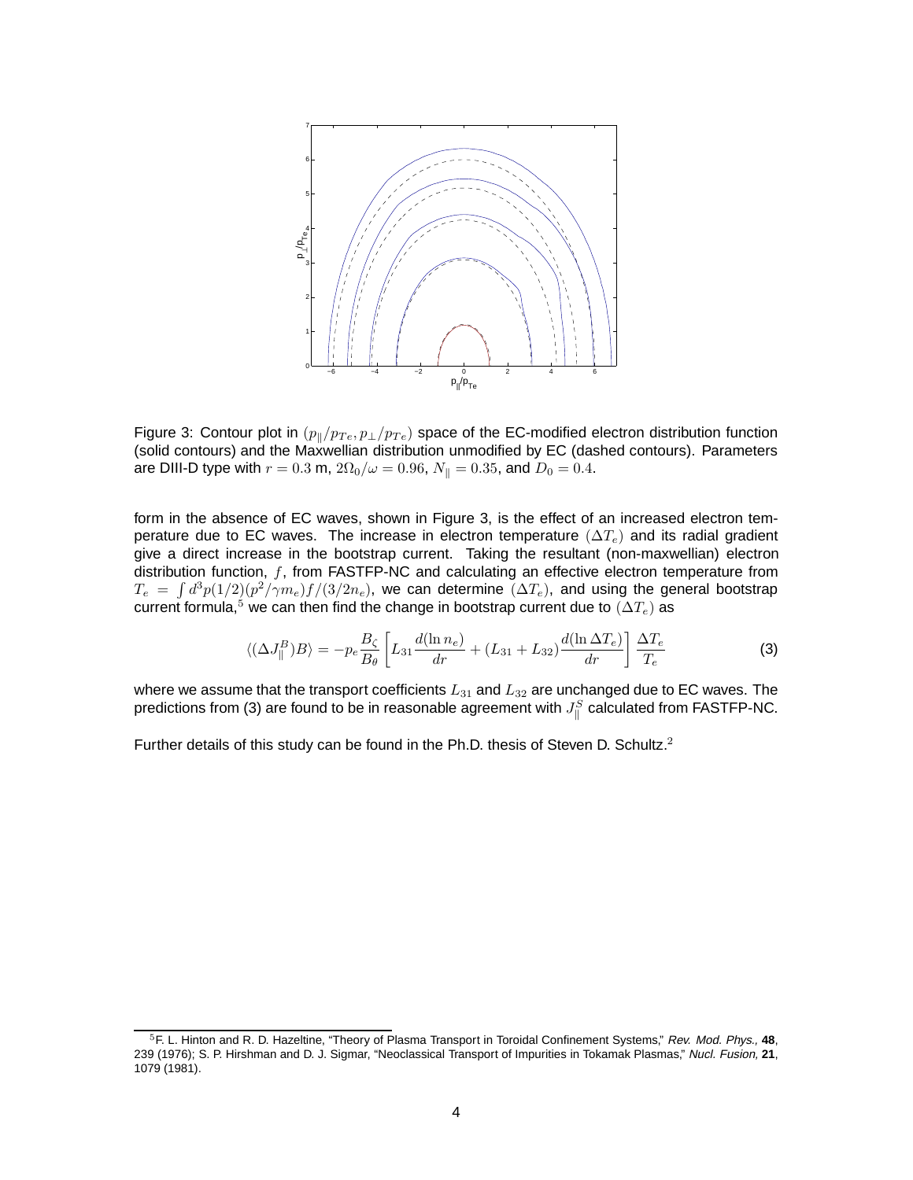Figure 3: Contour plot in $(p_\parallel/p_{Te}, p_\perp/p_{Te})$ space of the EC-modified electron distribution function (solid contours) and the Maxwellian distribution unmodified by EC (dashed contours). Parameters are DIII-D type with $r = 0.3$ m, $2\Omega_0/\omega = 0.96$, $N_\parallel = 0.35$, and $D_0 = 0.4$.

form in the absence of EC waves, shown in Figure 3, is the effect of an increased electron temperature due to EC waves. The increase in electron temperature $(\Delta T_e)$ and its radial gradient give a direct increase in the bootstrap current. Taking the resultant (non-maxwellian) electron distribution function, $f$, from FASTFP-NC and calculating an effective electron temperature from $T_e = \int d^3p(1/2)(p^2/\gamma m_e)f/(3/2n_e)$, we can determine $(\Delta T_e)$, and using the general bootstrap current formula,[5] we can then find the change in bootstrap current due to $(\Delta T_e)$ as

$$\langle(\Delta J_\parallel^B)B\rangle = -p_e \frac{B_\zeta}{B_\theta}\left[L_{31}\frac{d(\ln n_e)}{dr} + (L_{31} + L_{32})\frac{d(\ln \Delta T_e)}{dr}\right]\frac{\Delta T_e}{T_e} \tag{3}$$

where we assume that the transport coefficients $L_{31}$ and $L_{32}$ are unchanged due to EC waves. The predictions from (3) are found to be in reasonable agreement with $J_\parallel^S$ calculated from FASTFP-NC.

Further details of this study can be found in the Ph.D. thesis of Steven D. Schultz.[2]

---

[5] F. L. Hinton and R. D. Hazeltine, "Theory of Plasma Transport in Toroidal Confinement Systems," *Rev. Mod. Phys.,* **48**, 239 (1976); S. P. Hirshman and D. J. Sigmar, "Neoclassical Transport of Impurities in Tokamak Plasmas," *Nucl. Fusion,* **21**, 1079 (1981).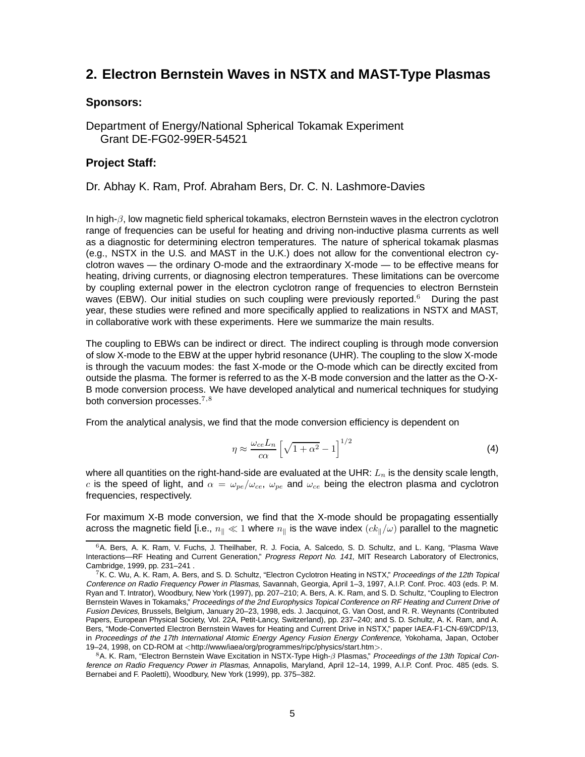## 2. Electron Bernstein Waves in NSTX and MAST-Type Plasmas

### Sponsors:

Department of Energy/National Spherical Tokamak Experiment
Grant DE-FG02-99ER-54521

### Project Staff:

Dr. Abhay K. Ram, Prof. Abraham Bers, Dr. C. N. Lashmore-Davies

In high-$\beta$, low magnetic field spherical tokamaks, electron Bernstein waves in the electron cyclotron range of frequencies can be useful for heating and driving non-inductive plasma currents as well as a diagnostic for determining electron temperatures. The nature of spherical tokamak plasmas (e.g., NSTX in the U.S. and MAST in the U.K.) does not allow for the conventional electron cyclotron waves — the ordinary O-mode and the extraordinary X-mode — to be effective means for heating, driving currents, or diagnosing electron temperatures. These limitations can be overcome by coupling external power in the electron cyclotron range of frequencies to electron Bernstein waves (EBW). Our initial studies on such coupling were previously reported.[6] During the past year, these studies were refined and more specifically applied to realizations in NSTX and MAST, in collaborative work with these experiments. Here we summarize the main results.

The coupling to EBWs can be indirect or direct. The indirect coupling is through mode conversion of slow X-mode to the EBW at the upper hybrid resonance (UHR). The coupling to the slow X-mode is through the vacuum modes: the fast X-mode or the O-mode which can be directly excited from outside the plasma. The former is referred to as the X-B mode conversion and the latter as the O-X-B mode conversion process. We have developed analytical and numerical techniques for studying both conversion processes.[7,8]

From the analytical analysis, we find that the mode conversion efficiency is dependent on

$$\eta \approx \frac{\omega_{ce} L_n}{c\alpha} \left[ \sqrt{1+\alpha^2} - 1 \right]^{1/2} \tag{4}$$

where all quantities on the right-hand-side are evaluated at the UHR: $L_n$ is the density scale length, $c$ is the speed of light, and $\alpha = \omega_{pe}/\omega_{ce}$, $\omega_{pe}$ and $\omega_{ce}$ being the electron plasma and cyclotron frequencies, respectively.

For maximum X-B mode conversion, we find that the X-mode should be propagating essentially across the magnetic field [i.e., $n_\parallel \ll 1$ where $n_\parallel$ is the wave index $(ck_\parallel/\omega)$ parallel to the magnetic

---

[6] A. Bers, A. K. Ram, V. Fuchs, J. Theilhaber, R. J. Focia, A. Salcedo, S. D. Schultz, and L. Kang, "Plasma Wave Interactions—RF Heating and Current Generation," *Progress Report No. 141,* MIT Research Laboratory of Electronics, Cambridge, 1999, pp. 231–241 .

[7] K. C. Wu, A. K. Ram, A. Bers, and S. D. Schultz, "Electron Cyclotron Heating in NSTX," *Proceedings of the 12th Topical Conference on Radio Frequency Power in Plasmas,* Savannah, Georgia, April 1–3, 1997, A.I.P. Conf. Proc. 403 (eds. P. M. Ryan and T. Intrator), Woodbury, New York (1997), pp. 207–210; A. Bers, A. K. Ram, and S. D. Schultz, "Coupling to Electron Bernstein Waves in Tokamaks," *Proceedings of the 2nd Europhysics Topical Conference on RF Heating and Current Drive of Fusion Devices,* Brussels, Belgium, January 20–23, 1998, eds. J. Jacquinot, G. Van Oost, and R. R. Weynants (Contributed Papers, European Physical Society, Vol. 22A, Petit-Lancy, Switzerland), pp. 237–240; and S. D. Schultz, A. K. Ram, and A. Bers, "Mode-Converted Electron Bernstein Waves for Heating and Current Drive in NSTX," paper IAEA-F1-CN-69/CDP/13, in *Proceedings of the 17th International Atomic Energy Agency Fusion Energy Conference,* Yokohama, Japan, October 19–24, 1998, on CD-ROM at <http://www/iaea/org/programmes/ripc/physics/start.htm>.

[8] A. K. Ram, "Electron Bernstein Wave Excitation in NSTX-Type High-$\beta$ Plasmas," *Proceedings of the 13th Topical Conference on Radio Frequency Power in Plasmas,* Annapolis, Maryland, April 12–14, 1999, A.I.P. Conf. Proc. 485 (eds. S. Bernabei and F. Paoletti), Woodbury, New York (1999), pp. 375–382.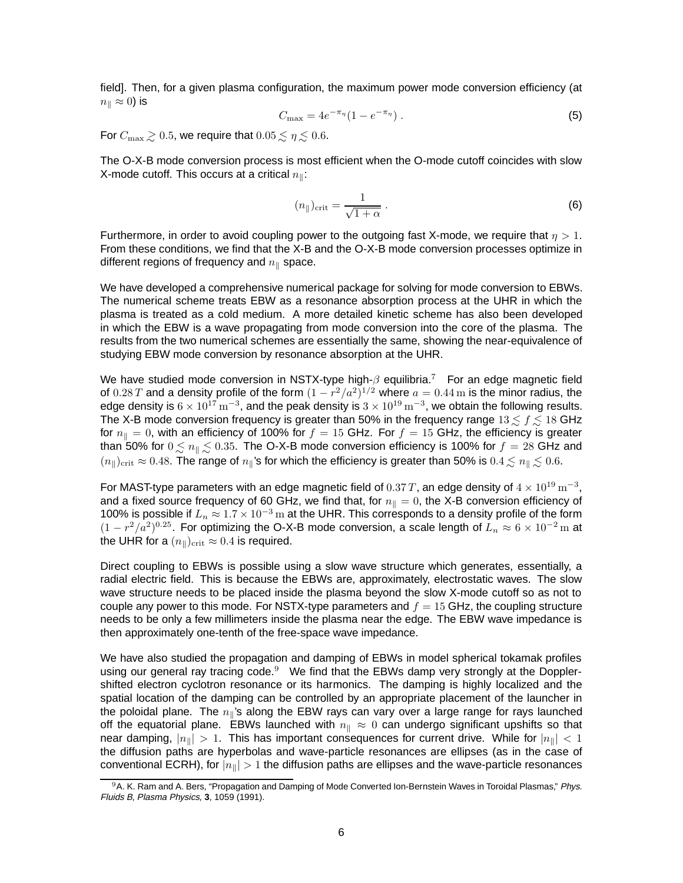field]. Then, for a given plasma configuration, the maximum power mode conversion efficiency (at $n_\parallel \approx 0$) is

$$C_{\max} = 4e^{-\pi_\eta}(1 - e^{-\pi_\eta}) \; . \tag{5}$$

For $C_{\max} \gtrsim 0.5$, we require that $0.05 \lesssim \eta \lesssim 0.6$.

The O-X-B mode conversion process is most efficient when the O-mode cutoff coincides with slow X-mode cutoff. This occurs at a critical $n_\parallel$:

$$(n_\parallel)_{\rm crit} = \frac{1}{\sqrt{1+\alpha}} \; . \tag{6}$$

Furthermore, in order to avoid coupling power to the outgoing fast X-mode, we require that $\eta > 1$. From these conditions, we find that the X-B and the O-X-B mode conversion processes optimize in different regions of frequency and $n_\parallel$ space.

We have developed a comprehensive numerical package for solving for mode conversion to EBWs. The numerical scheme treats EBW as a resonance absorption process at the UHR in which the plasma is treated as a cold medium. A more detailed kinetic scheme has also been developed in which the EBW is a wave propagating from mode conversion into the core of the plasma. The results from the two numerical schemes are essentially the same, showing the near-equivalence of studying EBW mode conversion by resonance absorption at the UHR.

We have studied mode conversion in NSTX-type high-$\beta$ equilibria.[7] For an edge magnetic field of $0.28\,T$ and a density profile of the form $(1 - r^2/a^2)^{1/2}$ where $a = 0.44\,\mathrm{m}$ is the minor radius, the edge density is $6 \times 10^{17}\,\mathrm{m}^{-3}$, and the peak density is $3 \times 10^{19}\,\mathrm{m}^{-3}$, we obtain the following results. The X-B mode conversion frequency is greater than 50% in the frequency range $13 \lesssim f \lesssim 18$ GHz for $n_\parallel = 0$, with an efficiency of 100% for $f = 15$ GHz. For $f = 15$ GHz, the efficiency is greater than 50% for $0 \lesssim n_\parallel \lesssim 0.35$. The O-X-B mode conversion efficiency is 100% for $f = 28$ GHz and $(n_\parallel)_{\rm crit} \approx 0.48$. The range of $n_\parallel$'s for which the efficiency is greater than 50% is $0.4 \lesssim n_\parallel \lesssim 0.6$.

For MAST-type parameters with an edge magnetic field of $0.37\,T$, an edge density of $4 \times 10^{19}\,\mathrm{m}^{-3}$, and a fixed source frequency of 60 GHz, we find that, for $n_\parallel = 0$, the X-B conversion efficiency of 100% is possible if $L_n \approx 1.7 \times 10^{-3}\,\mathrm{m}$ at the UHR. This corresponds to a density profile of the form $(1 - r^2/a^2)^{0.25}$. For optimizing the O-X-B mode conversion, a scale length of $L_n \approx 6 \times 10^{-2}\,\mathrm{m}$ at the UHR for a $(n_\parallel)_{\rm crit} \approx 0.4$ is required.

Direct coupling to EBWs is possible using a slow wave structure which generates, essentially, a radial electric field. This is because the EBWs are, approximately, electrostatic waves. The slow wave structure needs to be placed inside the plasma beyond the slow X-mode cutoff so as not to couple any power to this mode. For NSTX-type parameters and $f = 15$ GHz, the coupling structure needs to be only a few millimeters inside the plasma near the edge. The EBW wave impedance is then approximately one-tenth of the free-space wave impedance.

We have also studied the propagation and damping of EBWs in model spherical tokamak profiles using our general ray tracing code.[9] We find that the EBWs damp very strongly at the Doppler-shifted electron cyclotron resonance or its harmonics. The damping is highly localized and the spatial location of the damping can be controlled by an appropriate placement of the launcher in the poloidal plane. The $n_\parallel$'s along the EBW rays can vary over a large range for rays launched off the equatorial plane. EBWs launched with $n_\parallel \approx 0$ can undergo significant upshifts so that near damping, $|n_\parallel| > 1$. This has important consequences for current drive. While for $|n_\parallel| < 1$ the diffusion paths are hyperbolas and wave-particle resonances are ellipses (as in the case of conventional ECRH), for $|n_\parallel| > 1$ the diffusion paths are ellipses and the wave-particle resonances

[9] A. K. Ram and A. Bers, "Propagation and Damping of Mode Converted Ion-Bernstein Waves in Toroidal Plasmas," *Phys. Fluids B, Plasma Physics,* **3**, 1059 (1991).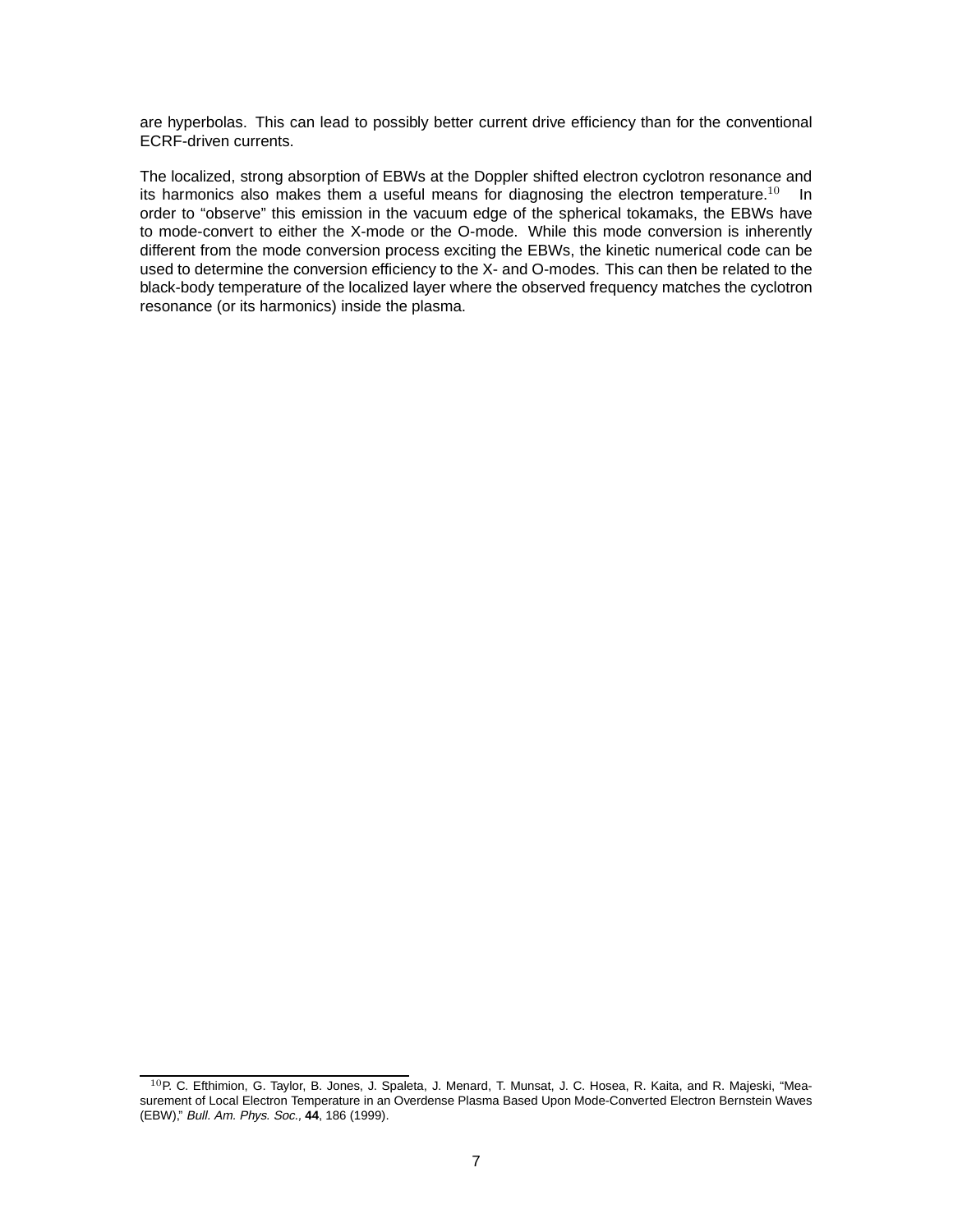are hyperbolas. This can lead to possibly better current drive efficiency than for the conventional ECRF-driven currents.

The localized, strong absorption of EBWs at the Doppler shifted electron cyclotron resonance and its harmonics also makes them a useful means for diagnosing the electron temperature.[10] In order to “observe” this emission in the vacuum edge of the spherical tokamaks, the EBWs have to mode-convert to either the X-mode or the O-mode. While this mode conversion is inherently different from the mode conversion process exciting the EBWs, the kinetic numerical code can be used to determine the conversion efficiency to the X- and O-modes. This can then be related to the black-body temperature of the localized layer where the observed frequency matches the cyclotron resonance (or its harmonics) inside the plasma.

---

[10] P. C. Efthimion, G. Taylor, B. Jones, J. Spaleta, J. Menard, T. Munsat, J. C. Hosea, R. Kaita, and R. Majeski, “Measurement of Local Electron Temperature in an Overdense Plasma Based Upon Mode-Converted Electron Bernstein Waves (EBW),” *Bull. Am. Phys. Soc.*, **44**, 186 (1999).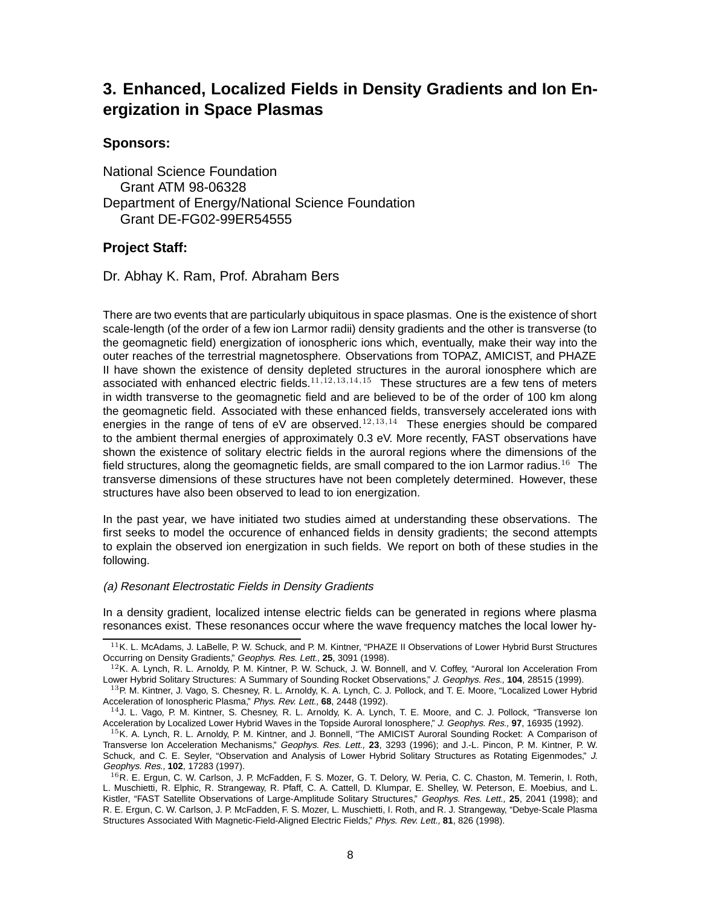## 3. Enhanced, Localized Fields in Density Gradients and Ion Energization in Space Plasmas

### Sponsors:

National Science Foundation
  Grant ATM 98-06328
Department of Energy/National Science Foundation
  Grant DE-FG02-99ER54555

### Project Staff:

Dr. Abhay K. Ram, Prof. Abraham Bers

There are two events that are particularly ubiquitous in space plasmas. One is the existence of short scale-length (of the order of a few ion Larmor radii) density gradients and the other is transverse (to the geomagnetic field) energization of ionospheric ions which, eventually, make their way into the outer reaches of the terrestrial magnetosphere. Observations from TOPAZ, AMICIST, and PHAZE II have shown the existence of density depleted structures in the auroral ionosphere which are associated with enhanced electric fields.[11,12,13,14,15] These structures are a few tens of meters in width transverse to the geomagnetic field and are believed to be of the order of 100 km along the geomagnetic field. Associated with these enhanced fields, transversely accelerated ions with energies in the range of tens of eV are observed.[12,13,14] These energies should be compared to the ambient thermal energies of approximately 0.3 eV. More recently, FAST observations have shown the existence of solitary electric fields in the auroral regions where the dimensions of the field structures, along the geomagnetic fields, are small compared to the ion Larmor radius.[16] The transverse dimensions of these structures have not been completely determined. However, these structures have also been observed to lead to ion energization.

In the past year, we have initiated two studies aimed at understanding these observations. The first seeks to model the occurence of enhanced fields in density gradients; the second attempts to explain the observed ion energization in such fields. We report on both of these studies in the following.

*(a) Resonant Electrostatic Fields in Density Gradients*

In a density gradient, localized intense electric fields can be generated in regions where plasma resonances exist. These resonances occur where the wave frequency matches the local lower hy-

---

[11] K. L. McAdams, J. LaBelle, P. W. Schuck, and P. M. Kintner, "PHAZE II Observations of Lower Hybrid Burst Structures Occurring on Density Gradients," *Geophys. Res. Lett.,* **25**, 3091 (1998).

[12] K. A. Lynch, R. L. Arnoldy, P. M. Kintner, P. W. Schuck, J. W. Bonnell, and V. Coffey, "Auroral Ion Acceleration From Lower Hybrid Solitary Structures: A Summary of Sounding Rocket Observations," *J. Geophys. Res.,* **104**, 28515 (1999).

[13] P. M. Kintner, J. Vago, S. Chesney, R. L. Arnoldy, K. A. Lynch, C. J. Pollock, and T. E. Moore, "Localized Lower Hybrid Acceleration of Ionospheric Plasma," *Phys. Rev. Lett.,* **68**, 2448 (1992).

[14] J. L. Vago, P. M. Kintner, S. Chesney, R. L. Arnoldy, K. A. Lynch, T. E. Moore, and C. J. Pollock, "Transverse Ion Acceleration by Localized Lower Hybrid Waves in the Topside Auroral Ionosphere," *J. Geophys. Res.,* **97**, 16935 (1992).

[15] K. A. Lynch, R. L. Arnoldy, P. M. Kintner, and J. Bonnell, "The AMICIST Auroral Sounding Rocket: A Comparison of Transverse Ion Acceleration Mechanisms," *Geophys. Res. Lett.,* **23**, 3293 (1996); and J.-L. Pincon, P. M. Kintner, P. W. Schuck, and C. E. Seyler, "Observation and Analysis of Lower Hybrid Solitary Structures as Rotating Eigenmodes," *J. Geophys. Res.,* **102**, 17283 (1997).

[16] R. E. Ergun, C. W. Carlson, J. P. McFadden, F. S. Mozer, G. T. Delory, W. Peria, C. C. Chaston, M. Temerin, I. Roth, L. Muschietti, R. Elphic, R. Strangeway, R. Pfaff, C. A. Cattell, D. Klumpar, E. Shelley, W. Peterson, E. Moebius, and L. Kistler, "FAST Satellite Observations of Large-Amplitude Solitary Structures," *Geophys. Res. Lett.,* **25**, 2041 (1998); and R. E. Ergun, C. W. Carlson, J. P. McFadden, F. S. Mozer, L. Muschietti, I. Roth, and R. J. Strangeway, "Debye-Scale Plasma Structures Associated With Magnetic-Field-Aligned Electric Fields," *Phys. Rev. Lett.,* **81**, 826 (1998).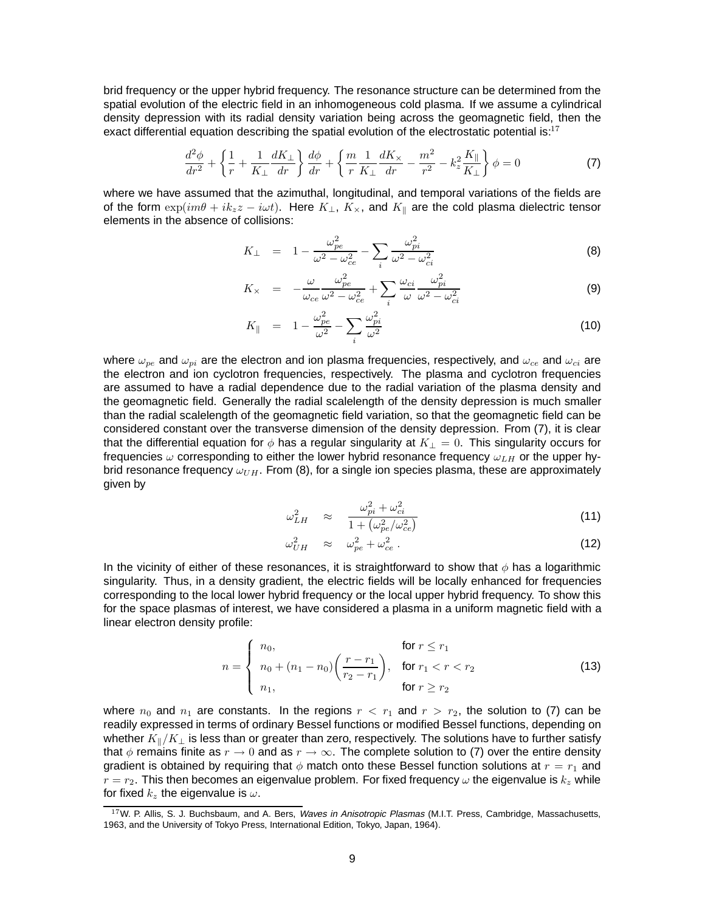brid frequency or the upper hybrid frequency. The resonance structure can be determined from the spatial evolution of the electric field in an inhomogeneous cold plasma. If we assume a cylindrical density depression with its radial density variation being across the geomagnetic field, then the exact differential equation describing the spatial evolution of the electrostatic potential is:[17]

$$\frac{d^2\phi}{dr^2} + \left\{ \frac{1}{r} + \frac{1}{K_\perp}\frac{dK_\perp}{dr} \right\} \frac{d\phi}{dr} + \left\{ \frac{m}{r}\frac{1}{K_\perp}\frac{dK_\times}{dr} - \frac{m^2}{r^2} - k_z^2 \frac{K_\parallel}{K_\perp} \right\} \phi = 0 \tag{7}$$

where we have assumed that the azimuthal, longitudinal, and temporal variations of the fields are of the form $\exp(im\theta + ik_z z - i\omega t)$. Here $K_\perp$, $K_\times$, and $K_\parallel$ are the cold plasma dielectric tensor elements in the absence of collisions:

$$K_\perp = 1 - \frac{\omega_{pe}^2}{\omega^2 - \omega_{ce}^2} - \sum_i \frac{\omega_{pi}^2}{\omega^2 - \omega_{ci}^2} \tag{8}$$

$$K_\times = -\frac{\omega}{\omega_{ce}}\frac{\omega_{pe}^2}{\omega^2 - \omega_{ce}^2} + \sum_i \frac{\omega_{ci}}{\omega}\frac{\omega_{pi}^2}{\omega^2 - \omega_{ci}^2} \tag{9}$$

$$K_\parallel = 1 - \frac{\omega_{pe}^2}{\omega^2} - \sum_i \frac{\omega_{pi}^2}{\omega^2} \tag{10}$$

where $\omega_{pe}$ and $\omega_{pi}$ are the electron and ion plasma frequencies, respectively, and $\omega_{ce}$ and $\omega_{ci}$ are the electron and ion cyclotron frequencies, respectively. The plasma and cyclotron frequencies are assumed to have a radial dependence due to the radial variation of the plasma density and the geomagnetic field. Generally the radial scalelength of the density depression is much smaller than the radial scalelength of the geomagnetic field variation, so that the geomagnetic field can be considered constant over the transverse dimension of the density depression. From (7), it is clear that the differential equation for $\phi$ has a regular singularity at $K_\perp = 0$. This singularity occurs for frequencies $\omega$ corresponding to either the lower hybrid resonance frequency $\omega_{LH}$ or the upper hybrid resonance frequency $\omega_{UH}$. From (8), for a single ion species plasma, these are approximately given by

$$\omega_{LH}^2 \approx \frac{\omega_{pi}^2 + \omega_{ci}^2}{1 + \left(\omega_{pe}^2/\omega_{ce}^2\right)} \tag{11}$$

$$\omega_{UH}^2 \approx \omega_{pe}^2 + \omega_{ce}^2 \, . \tag{12}$$

In the vicinity of either of these resonances, it is straightforward to show that $\phi$ has a logarithmic singularity. Thus, in a density gradient, the electric fields will be locally enhanced for frequencies corresponding to the local lower hybrid frequency or the local upper hybrid frequency. To show this for the space plasmas of interest, we have considered a plasma in a uniform magnetic field with a linear electron density profile:

$$n = \begin{cases} n_0, & \text{for } r \le r_1 \\ n_0 + (n_1 - n_0)\left(\dfrac{r - r_1}{r_2 - r_1}\right), & \text{for } r_1 < r < r_2 \\ n_1, & \text{for } r \ge r_2 \end{cases} \tag{13}$$

where $n_0$ and $n_1$ are constants. In the regions $r < r_1$ and $r > r_2$, the solution to (7) can be readily expressed in terms of ordinary Bessel functions or modified Bessel functions, depending on whether $K_\parallel/K_\perp$ is less than or greater than zero, respectively. The solutions have to further satisfy that $\phi$ remains finite as $r \to 0$ and as $r \to \infty$. The complete solution to (7) over the entire density gradient is obtained by requiring that $\phi$ match onto these Bessel function solutions at $r = r_1$ and $r = r_2$. This then becomes an eigenvalue problem. For fixed frequency $\omega$ the eigenvalue is $k_z$ while for fixed $k_z$ the eigenvalue is $\omega$.

[17] W. P. Allis, S. J. Buchsbaum, and A. Bers, *Waves in Anisotropic Plasmas* (M.I.T. Press, Cambridge, Massachusetts, 1963, and the University of Tokyo Press, International Edition, Tokyo, Japan, 1964).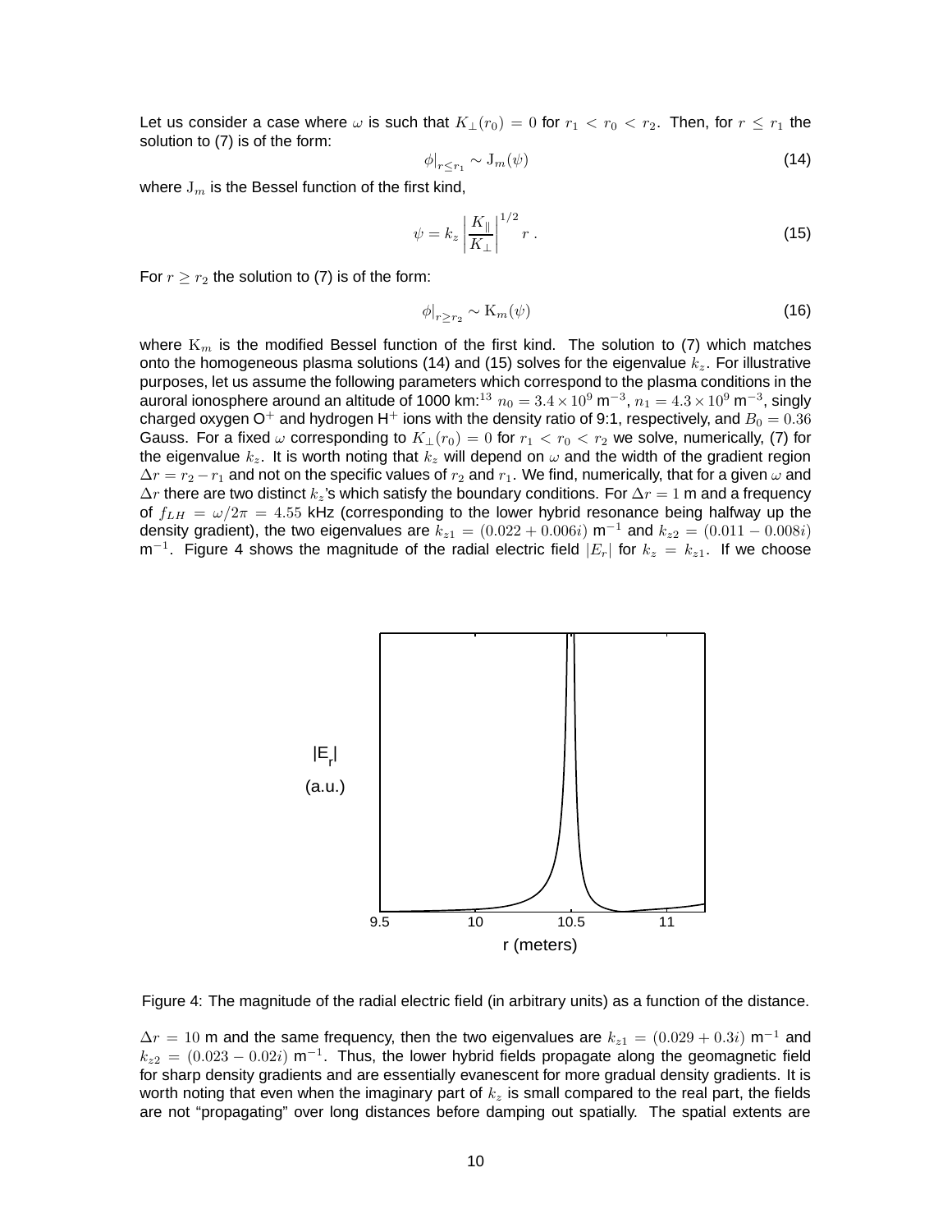Let us consider a case where $\omega$ is such that $K_\perp(r_0) = 0$ for $r_1 < r_0 < r_2$. Then, for $r \leq r_1$ the solution to (7) is of the form:

$$\phi|_{r \leq r_1} \sim \mathrm{J}_m(\psi) \tag{14}$$

where $\mathrm{J}_m$ is the Bessel function of the first kind,

$$\psi = k_z \left| \frac{K_\parallel}{K_\perp} \right|^{1/2} r \, . \tag{15}$$

For $r \geq r_2$ the solution to (7) is of the form:

$$\phi|_{r \geq r_2} \sim \mathrm{K}_m(\psi) \tag{16}$$

where $\mathrm{K}_m$ is the modified Bessel function of the first kind. The solution to (7) which matches onto the homogeneous plasma solutions (14) and (15) solves for the eigenvalue $k_z$. For illustrative purposes, let us assume the following parameters which correspond to the plasma conditions in the auroral ionosphere around an altitude of 1000 km:[13] $n_0 = 3.4 \times 10^9$ m$^{-3}$, $n_1 = 4.3 \times 10^9$ m$^{-3}$, singly charged oxygen $O^+$ and hydrogen $H^+$ ions with the density ratio of 9:1, respectively, and $B_0 = 0.36$ Gauss. For a fixed $\omega$ corresponding to $K_\perp(r_0) = 0$ for $r_1 < r_0 < r_2$ we solve, numerically, (7) for the eigenvalue $k_z$. It is worth noting that $k_z$ will depend on $\omega$ and the width of the gradient region $\Delta r = r_2 - r_1$ and not on the specific values of $r_2$ and $r_1$. We find, numerically, that for a given $\omega$ and $\Delta r$ there are two distinct $k_z$'s which satisfy the boundary conditions. For $\Delta r = 1$ m and a frequency of $f_{LH} = \omega/2\pi = 4.55$ kHz (corresponding to the lower hybrid resonance being halfway up the density gradient), the two eigenvalues are $k_{z1} = (0.022 + 0.006i)$ m$^{-1}$ and $k_{z2} = (0.011 - 0.008i)$ m$^{-1}$. Figure 4 shows the magnitude of the radial electric field $|E_r|$ for $k_z = k_{z1}$. If we choose $\Delta r = 10$ m and the same frequency, then the two eigenvalues are $k_{z1} = (0.029 + 0.3i)$ m$^{-1}$ and $k_{z2} = (0.023 - 0.02i)$ m$^{-1}$. Thus, the lower hybrid fields propagate along the geomagnetic field for sharp density gradients and are essentially evanescent for more gradual density gradients. It is worth noting that even when the imaginary part of $k_z$ is small compared to the real part, the fields are not "propagating" over long distances before damping out spatially. The spatial extents are

Figure 4: The magnitude of the radial electric field (in arbitrary units) as a function of the distance.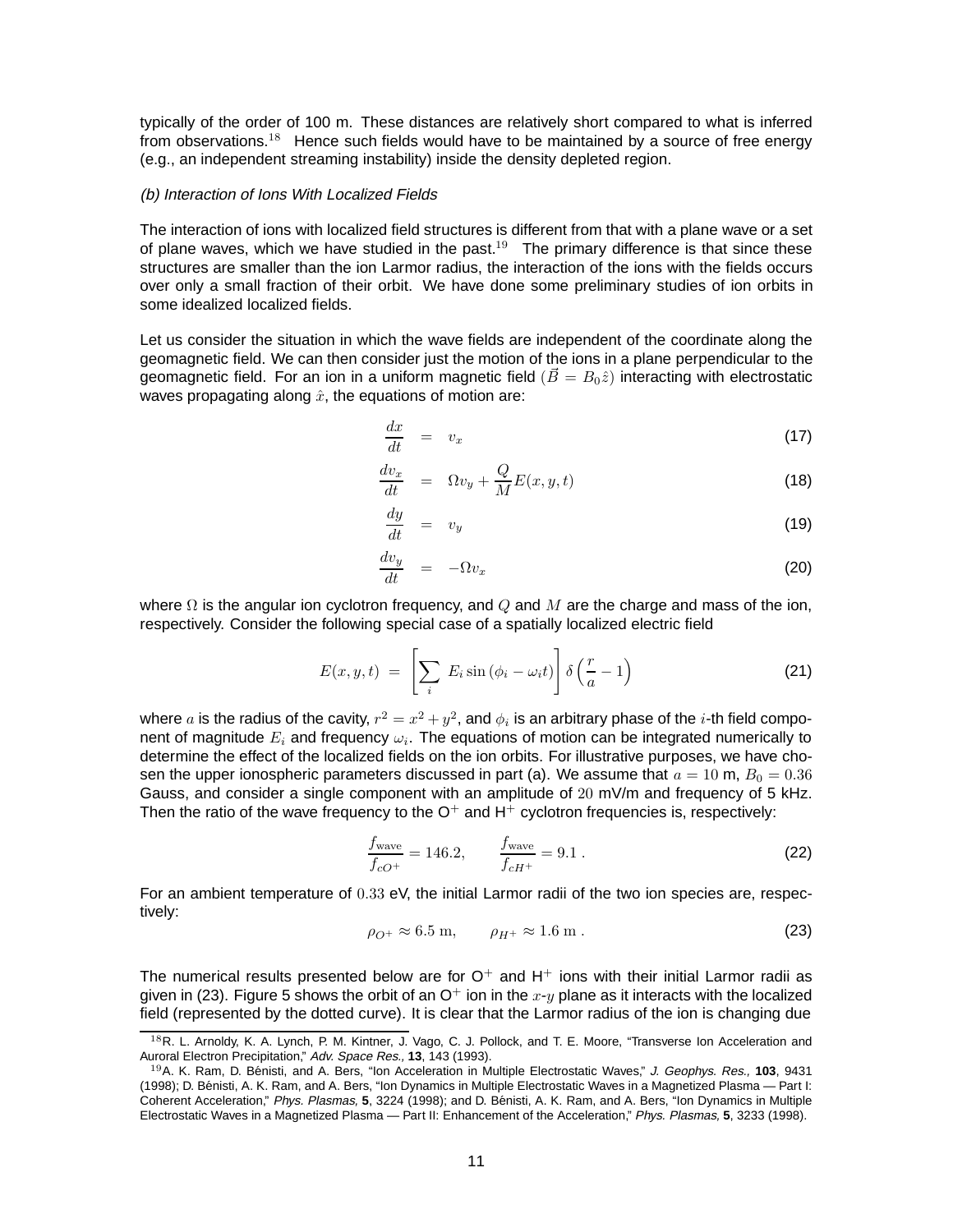typically of the order of 100 m. These distances are relatively short compared to what is inferred from observations.[18] Hence such fields would have to be maintained by a source of free energy (e.g., an independent streaming instability) inside the density depleted region.

*(b) Interaction of Ions With Localized Fields*

The interaction of ions with localized field structures is different from that with a plane wave or a set of plane waves, which we have studied in the past.[19] The primary difference is that since these structures are smaller than the ion Larmor radius, the interaction of the ions with the fields occurs over only a small fraction of their orbit. We have done some preliminary studies of ion orbits in some idealized localized fields.

Let us consider the situation in which the wave fields are independent of the coordinate along the geomagnetic field. We can then consider just the motion of the ions in a plane perpendicular to the geomagnetic field. For an ion in a uniform magnetic field ($\vec{B} = B_0 \hat{z}$) interacting with electrostatic waves propagating along $\hat{x}$, the equations of motion are:

$$\frac{dx}{dt} = v_x \tag{17}$$

$$\frac{dv_x}{dt} = \Omega v_y + \frac{Q}{M} E(x, y, t) \tag{18}$$

$$\frac{dy}{dt} = v_y \tag{19}$$

$$\frac{dv_y}{dt} = -\Omega v_x \tag{20}$$

where $\Omega$ is the angular ion cyclotron frequency, and $Q$ and $M$ are the charge and mass of the ion, respectively. Consider the following special case of a spatially localized electric field

$$E(x, y, t) = \left[ \sum_i E_i \sin(\phi_i - \omega_i t) \right] \delta\left(\frac{r}{a} - 1\right) \tag{21}$$

where $a$ is the radius of the cavity, $r^2 = x^2 + y^2$, and $\phi_i$ is an arbitrary phase of the $i$-th field component of magnitude $E_i$ and frequency $\omega_i$. The equations of motion can be integrated numerically to determine the effect of the localized fields on the ion orbits. For illustrative purposes, we have chosen the upper ionospheric parameters discussed in part (a). We assume that $a = 10$ m, $B_0 = 0.36$ Gauss, and consider a single component with an amplitude of $20$ mV/m and frequency of 5 kHz. Then the ratio of the wave frequency to the $O^+$ and $H^+$ cyclotron frequencies is, respectively:

$$\frac{f_{\text{wave}}}{f_{cO^+}} = 146.2, \qquad \frac{f_{\text{wave}}}{f_{cH^+}} = 9.1 \,. \tag{22}$$

For an ambient temperature of $0.33$ eV, the initial Larmor radii of the two ion species are, respectively:

$$\rho_{O^+} \approx 6.5 \text{ m}, \qquad \rho_{H^+} \approx 1.6 \text{ m} \,. \tag{23}$$

The numerical results presented below are for $O^+$ and $H^+$ ions with their initial Larmor radii as given in (23). Figure 5 shows the orbit of an $O^+$ ion in the $x$-$y$ plane as it interacts with the localized field (represented by the dotted curve). It is clear that the Larmor radius of the ion is changing due

[18] R. L. Arnoldy, K. A. Lynch, P. M. Kintner, J. Vago, C. J. Pollock, and T. E. Moore, "Transverse Ion Acceleration and Auroral Electron Precipitation," *Adv. Space Res.,* **13**, 143 (1993).

[19] A. K. Ram, D. Bénisti, and A. Bers, "Ion Acceleration in Multiple Electrostatic Waves," *J. Geophys. Res.,* **103**, 9431 (1998); D. Bénisti, A. K. Ram, and A. Bers, "Ion Dynamics in Multiple Electrostatic Waves in a Magnetized Plasma — Part I: Coherent Acceleration," *Phys. Plasmas,* **5**, 3224 (1998); and D. Bénisti, A. K. Ram, and A. Bers, "Ion Dynamics in Multiple Electrostatic Waves in a Magnetized Plasma — Part II: Enhancement of the Acceleration," *Phys. Plasmas,* **5**, 3233 (1998).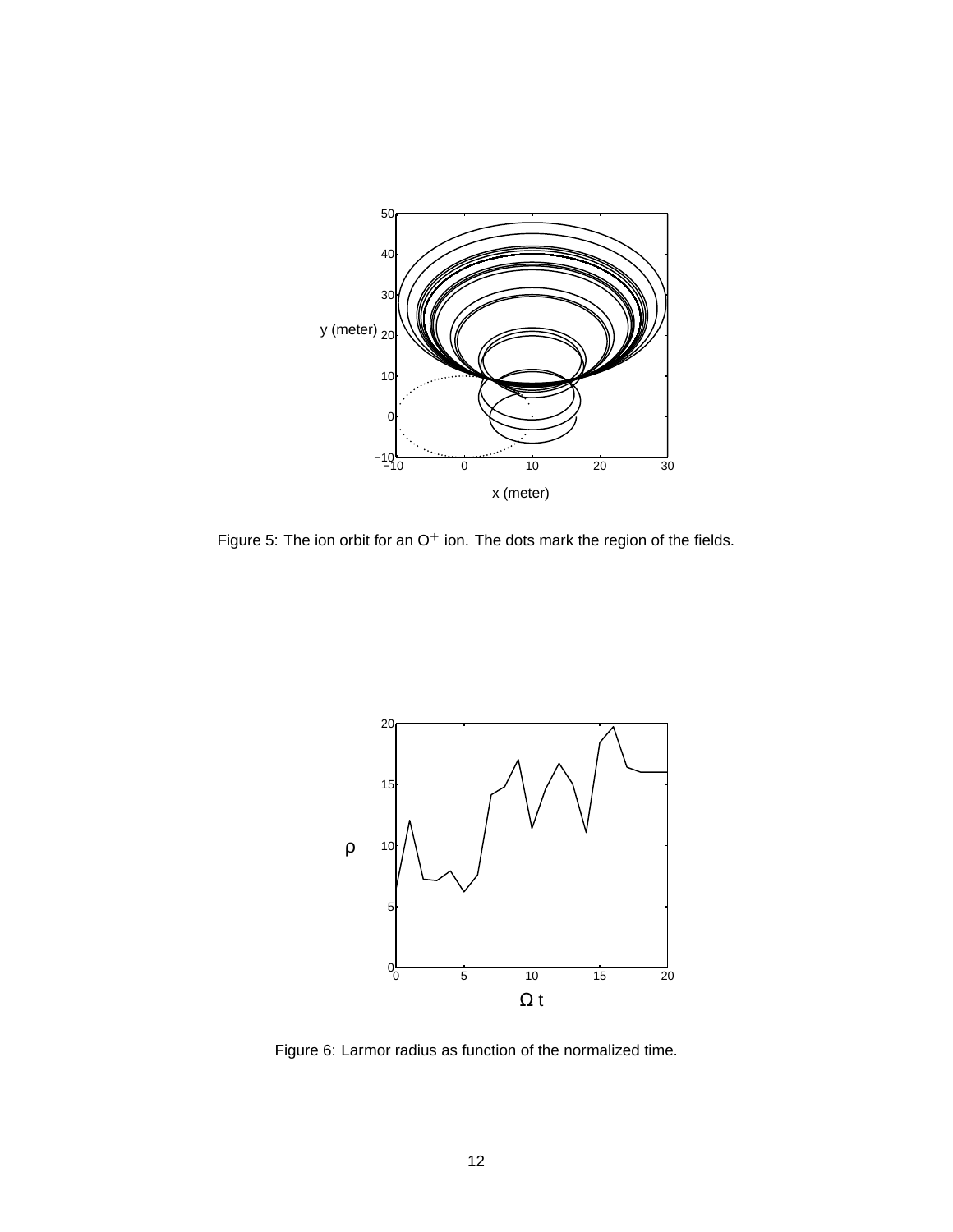Figure 5: The ion orbit for an $O^+$ ion. The dots mark the region of the fields.

Figure 6: Larmor radius as function of the normalized time.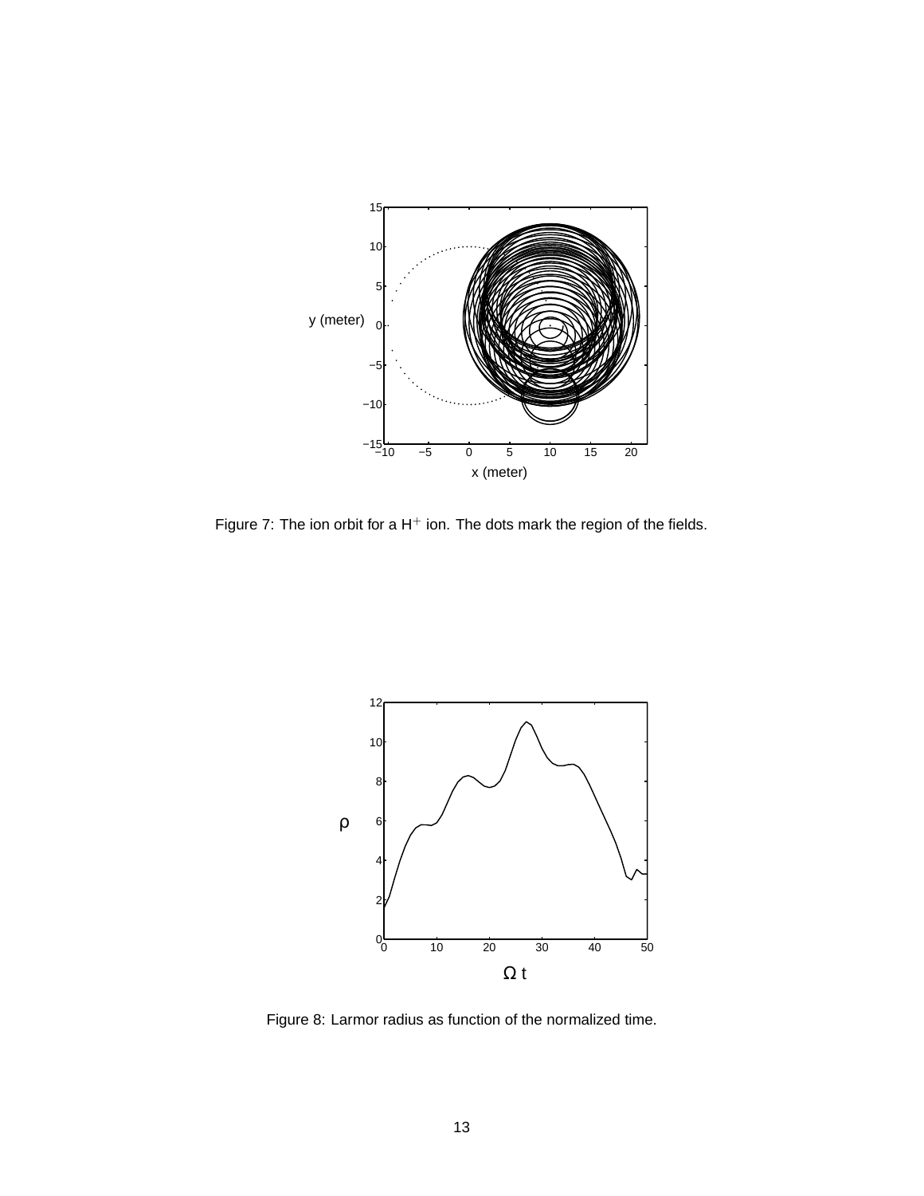Figure 7: The ion orbit for a $H^+$ ion. The dots mark the region of the fields.

Figure 8: Larmor radius as function of the normalized time.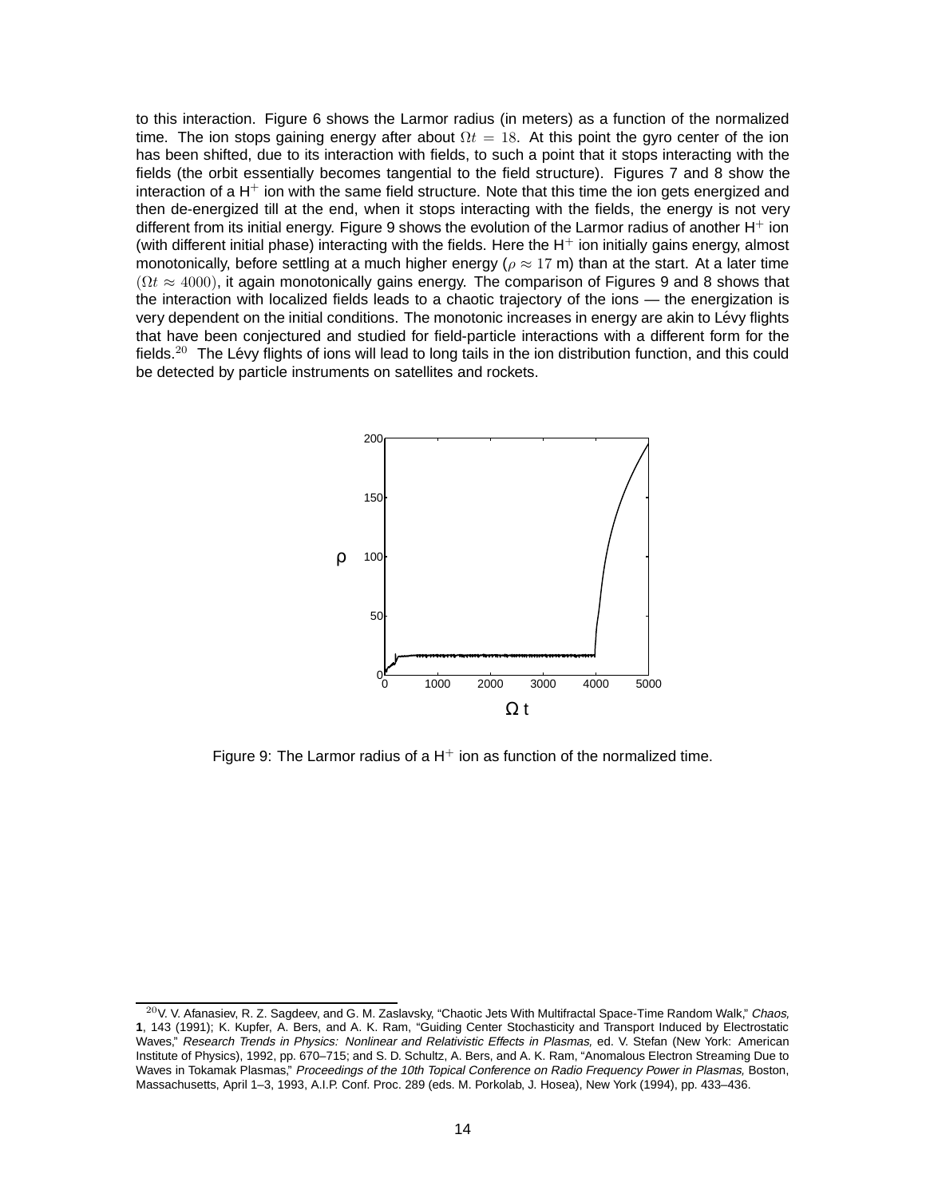to this interaction. Figure 6 shows the Larmor radius (in meters) as a function of the normalized time. The ion stops gaining energy after about $\Omega t = 18$. At this point the gyro center of the ion has been shifted, due to its interaction with fields, to such a point that it stops interacting with the fields (the orbit essentially becomes tangential to the field structure). Figures 7 and 8 show the interaction of a $H^+$ ion with the same field structure. Note that this time the ion gets energized and then de-energized till at the end, when it stops interacting with the fields, the energy is not very different from its initial energy. Figure 9 shows the evolution of the Larmor radius of another $H^+$ ion (with different initial phase) interacting with the fields. Here the $H^+$ ion initially gains energy, almost monotonically, before settling at a much higher energy ($\rho \approx 17$ m) than at the start. At a later time $(\Omega t \approx 4000)$, it again monotonically gains energy. The comparison of Figures 9 and 8 shows that the interaction with localized fields leads to a chaotic trajectory of the ions — the energization is very dependent on the initial conditions. The monotonic increases in energy are akin to Lévy flights that have been conjectured and studied for field-particle interactions with a different form for the fields.[20] The Lévy flights of ions will lead to long tails in the ion distribution function, and this could be detected by particle instruments on satellites and rockets.

Figure 9: The Larmor radius of a $H^+$ ion as function of the normalized time.

[20] V. V. Afanasiev, R. Z. Sagdeev, and G. M. Zaslavsky, "Chaotic Jets With Multifractal Space-Time Random Walk," *Chaos,* **1**, 143 (1991); K. Kupfer, A. Bers, and A. K. Ram, "Guiding Center Stochasticity and Transport Induced by Electrostatic Waves," *Research Trends in Physics: Nonlinear and Relativistic Effects in Plasmas,* ed. V. Stefan (New York: American Institute of Physics), 1992, pp. 670–715; and S. D. Schultz, A. Bers, and A. K. Ram, "Anomalous Electron Streaming Due to Waves in Tokamak Plasmas," *Proceedings of the 10th Topical Conference on Radio Frequency Power in Plasmas,* Boston, Massachusetts, April 1–3, 1993, A.I.P. Conf. Proc. 289 (eds. M. Porkolab, J. Hosea), New York (1994), pp. 433–436.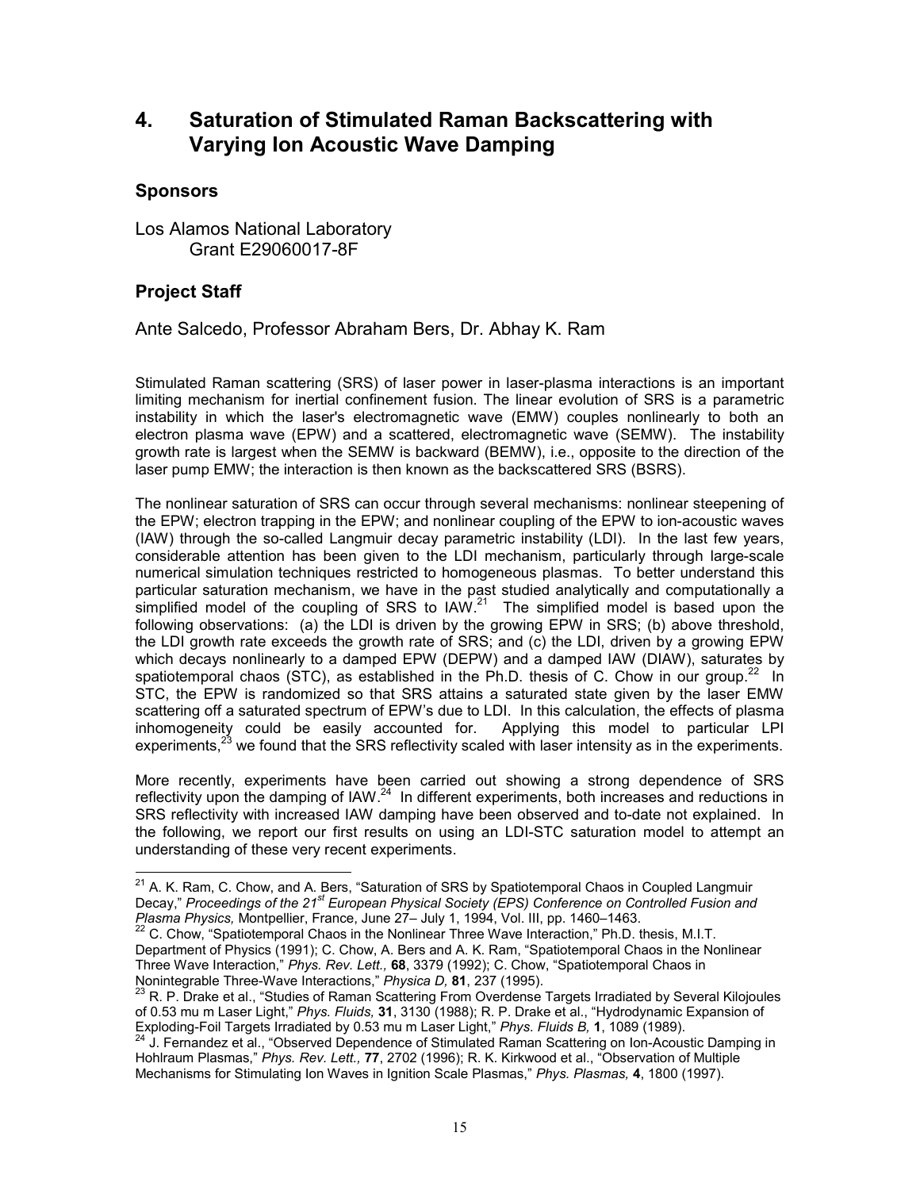## 4. Saturation of Stimulated Raman Backscattering with Varying Ion Acoustic Wave Damping

### Sponsors

Los Alamos National Laboratory
Grant E29060017-8F

### Project Staff

Ante Salcedo, Professor Abraham Bers, Dr. Abhay K. Ram

Stimulated Raman scattering (SRS) of laser power in laser-plasma interactions is an important limiting mechanism for inertial confinement fusion. The linear evolution of SRS is a parametric instability in which the laser's electromagnetic wave (EMW) couples nonlinearly to both an electron plasma wave (EPW) and a scattered, electromagnetic wave (SEMW). The instability growth rate is largest when the SEMW is backward (BEMW), i.e., opposite to the direction of the laser pump EMW; the interaction is then known as the backscattered SRS (BSRS).

The nonlinear saturation of SRS can occur through several mechanisms: nonlinear steepening of the EPW; electron trapping in the EPW; and nonlinear coupling of the EPW to ion-acoustic waves (IAW) through the so-called Langmuir decay parametric instability (LDI). In the last few years, considerable attention has been given to the LDI mechanism, particularly through large-scale numerical simulation techniques restricted to homogeneous plasmas. To better understand this particular saturation mechanism, we have in the past studied analytically and computationally a simplified model of the coupling of SRS to IAW.[21] The simplified model is based upon the following observations: (a) the LDI is driven by the growing EPW in SRS; (b) above threshold, the LDI growth rate exceeds the growth rate of SRS; and (c) the LDI, driven by a growing EPW which decays nonlinearly to a damped EPW (DEPW) and a damped IAW (DIAW), saturates by spatiotemporal chaos (STC), as established in the Ph.D. thesis of C. Chow in our group.[22] In STC, the EPW is randomized so that SRS attains a saturated state given by the laser EMW scattering off a saturated spectrum of EPW's due to LDI. In this calculation, the effects of plasma inhomogeneity could be easily accounted for. Applying this model to particular LPI experiments,[23] we found that the SRS reflectivity scaled with laser intensity as in the experiments.

More recently, experiments have been carried out showing a strong dependence of SRS reflectivity upon the damping of IAW.[24] In different experiments, both increases and reductions in SRS reflectivity with increased IAW damping have been observed and to-date not explained. In the following, we report our first results on using an LDI-STC saturation model to attempt an understanding of these very recent experiments.

---

[21] A. K. Ram, C. Chow, and A. Bers, "Saturation of SRS by Spatiotemporal Chaos in Coupled Langmuir Decay," *Proceedings of the 21st European Physical Society (EPS) Conference on Controlled Fusion and Plasma Physics,* Montpellier, France, June 27– July 1, 1994, Vol. III, pp. 1460–1463.

[22] C. Chow, "Spatiotemporal Chaos in the Nonlinear Three Wave Interaction," Ph.D. thesis, M.I.T. Department of Physics (1991); C. Chow, A. Bers and A. K. Ram, "Spatiotemporal Chaos in the Nonlinear Three Wave Interaction," *Phys. Rev. Lett.,* **68**, 3379 (1992); C. Chow, "Spatiotemporal Chaos in Nonintegrable Three-Wave Interactions," *Physica D,* **81**, 237 (1995).

[23] R. P. Drake et al., "Studies of Raman Scattering From Overdense Targets Irradiated by Several Kilojoules of 0.53 mu m Laser Light," *Phys. Fluids,* **31**, 3130 (1988); R. P. Drake et al., "Hydrodynamic Expansion of Exploding-Foil Targets Irradiated by 0.53 mu m Laser Light," *Phys. Fluids B,* **1**, 1089 (1989).

[24] J. Fernandez et al., "Observed Dependence of Stimulated Raman Scattering on Ion-Acoustic Damping in Hohlraum Plasmas," *Phys. Rev. Lett.,* **77**, 2702 (1996); R. K. Kirkwood et al., "Observation of Multiple Mechanisms for Stimulating Ion Waves in Ignition Scale Plasmas," *Phys. Plasmas,* **4**, 1800 (1997).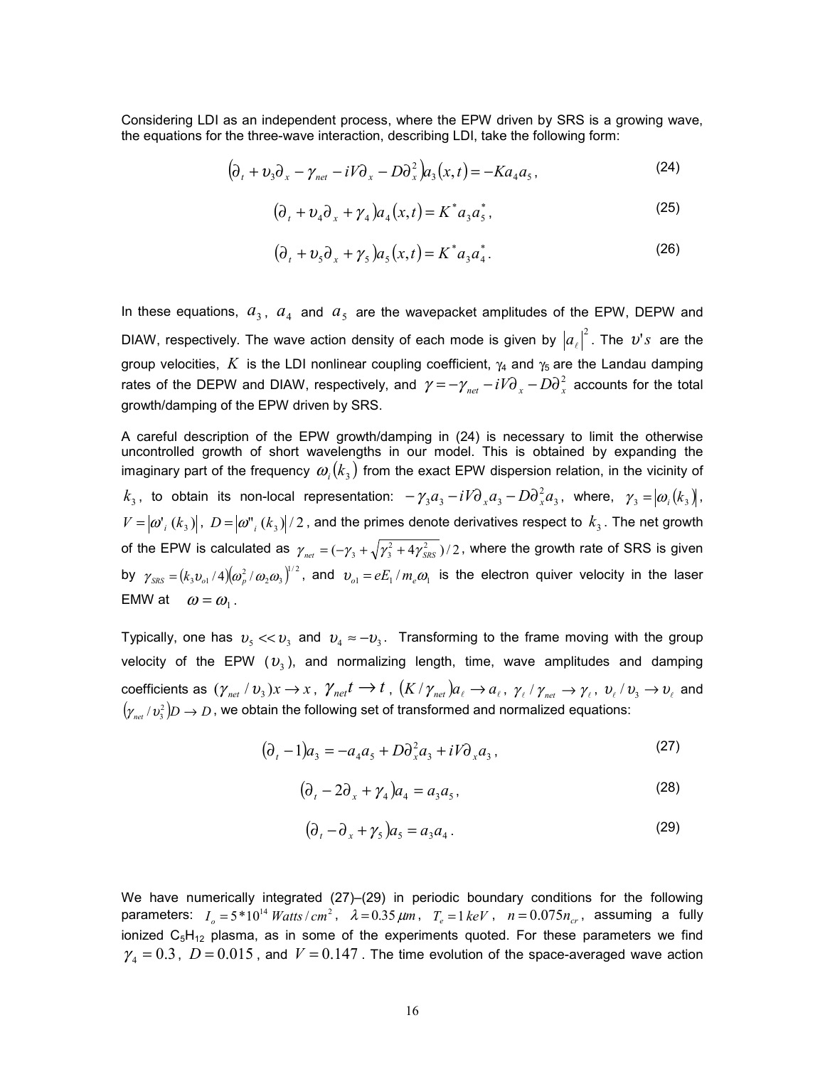Considering LDI as an independent process, where the EPW driven by SRS is a growing wave, the equations for the three-wave interaction, describing LDI, take the following form:

$$\left(\partial_t + \upsilon_3 \partial_x - \gamma_{net} - iV\partial_x - D\partial_x^2\right) a_3(x,t) = -K a_4 a_5, \tag{24}$$

$$\left(\partial_t + \upsilon_4 \partial_x + \gamma_4\right) a_4(x,t) = K^* a_3 a_5^*, \tag{25}$$

$$\left(\partial_t + \upsilon_5 \partial_x + \gamma_5\right) a_5(x,t) = K^* a_3 a_4^*. \tag{26}$$

In these equations, $a_3$, $a_4$ and $a_5$ are the wavepacket amplitudes of the EPW, DEPW and DIAW, respectively. The wave action density of each mode is given by $|a_\ell|^2$. The $\upsilon's$ are the group velocities, $K$ is the LDI nonlinear coupling coefficient, $\gamma_4$ and $\gamma_5$ are the Landau damping rates of the DEPW and DIAW, respectively, and $\gamma = -\gamma_{net} - iV\partial_x - D\partial_x^2$ accounts for the total growth/damping of the EPW driven by SRS.

A careful description of the EPW growth/damping in (24) is necessary to limit the otherwise uncontrolled growth of short wavelengths in our model. This is obtained by expanding the imaginary part of the frequency $\omega_i(k_3)$ from the exact EPW dispersion relation, in the vicinity of $k_3$, to obtain its non-local representation: $-\gamma_3 a_3 - iV\partial_x a_3 - D\partial_x^2 a_3$, where, $\gamma_3 = |\omega_i(k_3)|$, $V = |\omega'_i(k_3)|$, $D = |\omega''_i(k_3)|/2$, and the primes denote derivatives respect to $k_3$. The net growth of the EPW is calculated as $\gamma_{net} = (-\gamma_3 + \sqrt{\gamma_3^2 + 4\gamma_{SRS}^2})/2$, where the growth rate of SRS is given by $\gamma_{SRS} = (k_3 \upsilon_{o1}/4)\left(\omega_p^2/\omega_2\omega_3\right)^{1/2}$, and $\upsilon_{o1} = eE_1/m_e\omega_1$ is the electron quiver velocity in the laser EMW at $\omega = \omega_1$.

Typically, one has $\upsilon_5 << \upsilon_3$ and $\upsilon_4 \approx -\upsilon_3$. Transforming to the frame moving with the group velocity of the EPW ($\upsilon_3$), and normalizing length, time, wave amplitudes and damping coefficients as $(\gamma_{net}/\upsilon_3)x \rightarrow x$, $\gamma_{net} t \rightarrow t$, $(K/\gamma_{net})a_\ell \rightarrow a_\ell$, $\gamma_\ell/\gamma_{net} \rightarrow \gamma_\ell$, $\upsilon_\ell/\upsilon_3 \rightarrow \upsilon_\ell$ and $\left(\gamma_{net}/\upsilon_3^2\right)D \rightarrow D$, we obtain the following set of transformed and normalized equations:

$$\left(\partial_t - 1\right) a_3 = -a_4 a_5 + D\partial_x^2 a_3 + iV\partial_x a_3, \tag{27}$$

$$\left(\partial_t - 2\partial_x + \gamma_4\right) a_4 = a_3 a_5, \tag{28}$$

$$\left(\partial_t - \partial_x + \gamma_5\right) a_5 = a_3 a_4. \tag{29}$$

We have numerically integrated (27)–(29) in periodic boundary conditions for the following parameters: $I_o = 5*10^{14}\ Watts/cm^2$, $\lambda = 0.35\,\mu m$, $T_e = 1\,keV$, $n = 0.075 n_{cr}$, assuming a fully ionized $C_5H_{12}$ plasma, as in some of the experiments quoted. For these parameters we find $\gamma_4 = 0.3$, $D = 0.015$, and $V = 0.147$. The time evolution of the space-averaged wave action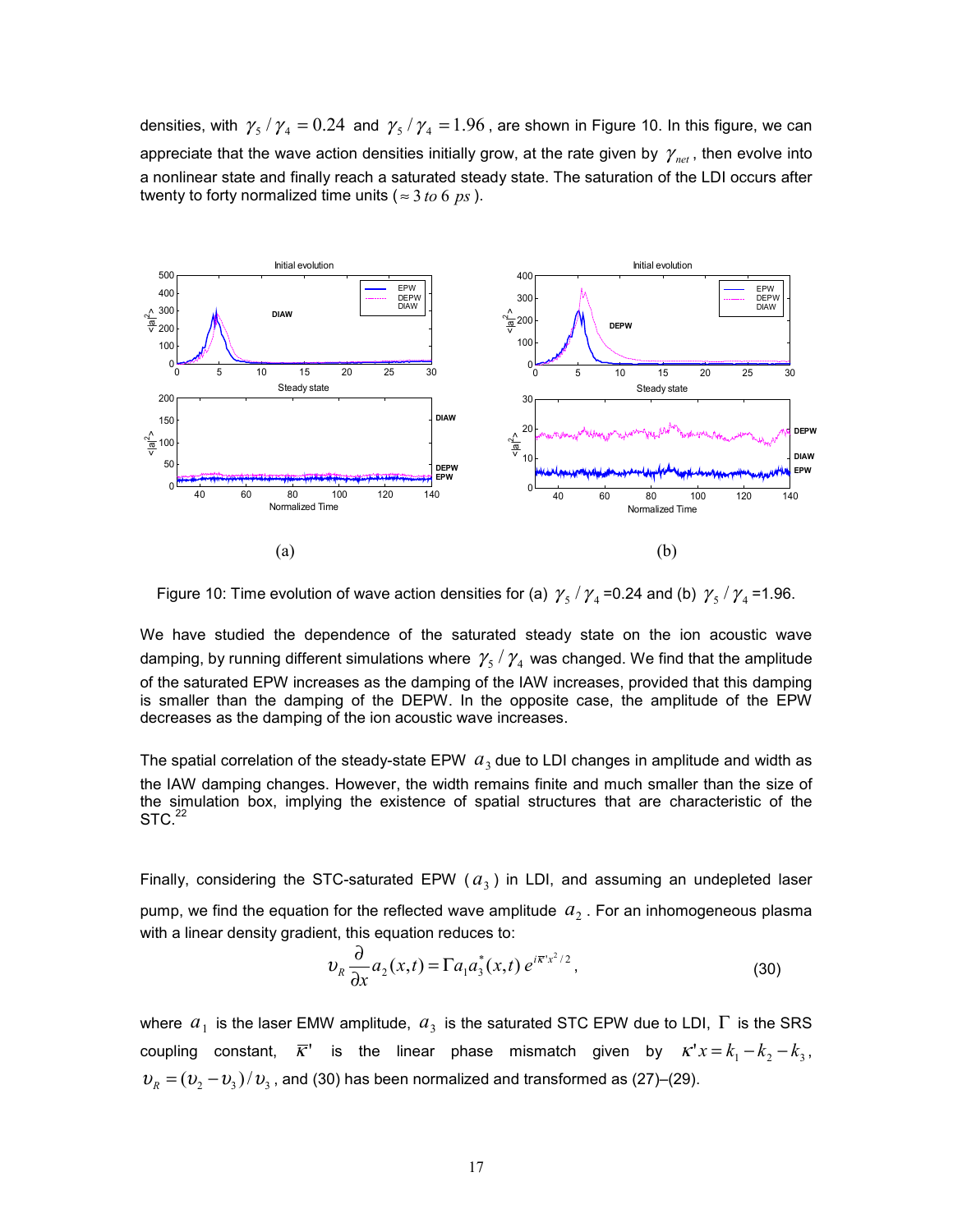densities, with $\gamma_5/\gamma_4 = 0.24$ and $\gamma_5/\gamma_4 = 1.96$, are shown in Figure 10. In this figure, we can appreciate that the wave action densities initially grow, at the rate given by $\gamma_{net}$, then evolve into a nonlinear state and finally reach a saturated steady state. The saturation of the LDI occurs after twenty to forty normalized time units ($\approx 3\ to\ 6\ ps$).

Figure 10: Time evolution of wave action densities for (a) $\gamma_5/\gamma_4$=0.24 and (b) $\gamma_5/\gamma_4$=1.96.

We have studied the dependence of the saturated steady state on the ion acoustic wave damping, by running different simulations where $\gamma_5/\gamma_4$ was changed. We find that the amplitude of the saturated EPW increases as the damping of the IAW increases, provided that this damping is smaller than the damping of the DEPW. In the opposite case, the amplitude of the EPW decreases as the damping of the ion acoustic wave increases.

The spatial correlation of the steady-state EPW $a_3$ due to LDI changes in amplitude and width as the IAW damping changes. However, the width remains finite and much smaller than the size of the simulation box, implying the existence of spatial structures that are characteristic of the STC.[22]

Finally, considering the STC-saturated EPW ($a_3$) in LDI, and assuming an undepleted laser pump, we find the equation for the reflected wave amplitude $a_2$. For an inhomogeneous plasma with a linear density gradient, this equation reduces to:

$$\upsilon_R \frac{\partial}{\partial x} a_2(x,t) = \Gamma a_1 a_3^*(x,t)\, e^{i\bar{\kappa}' x^2/2}, \tag{30}$$

where $a_1$ is the laser EMW amplitude, $a_3$ is the saturated STC EPW due to LDI, $\Gamma$ is the SRS coupling constant, $\bar{\kappa}'$ is the linear phase mismatch given by $\kappa' x = k_1 - k_2 - k_3$, $\upsilon_R = (\upsilon_2 - \upsilon_3)/\upsilon_3$, and (30) has been normalized and transformed as (27)–(29).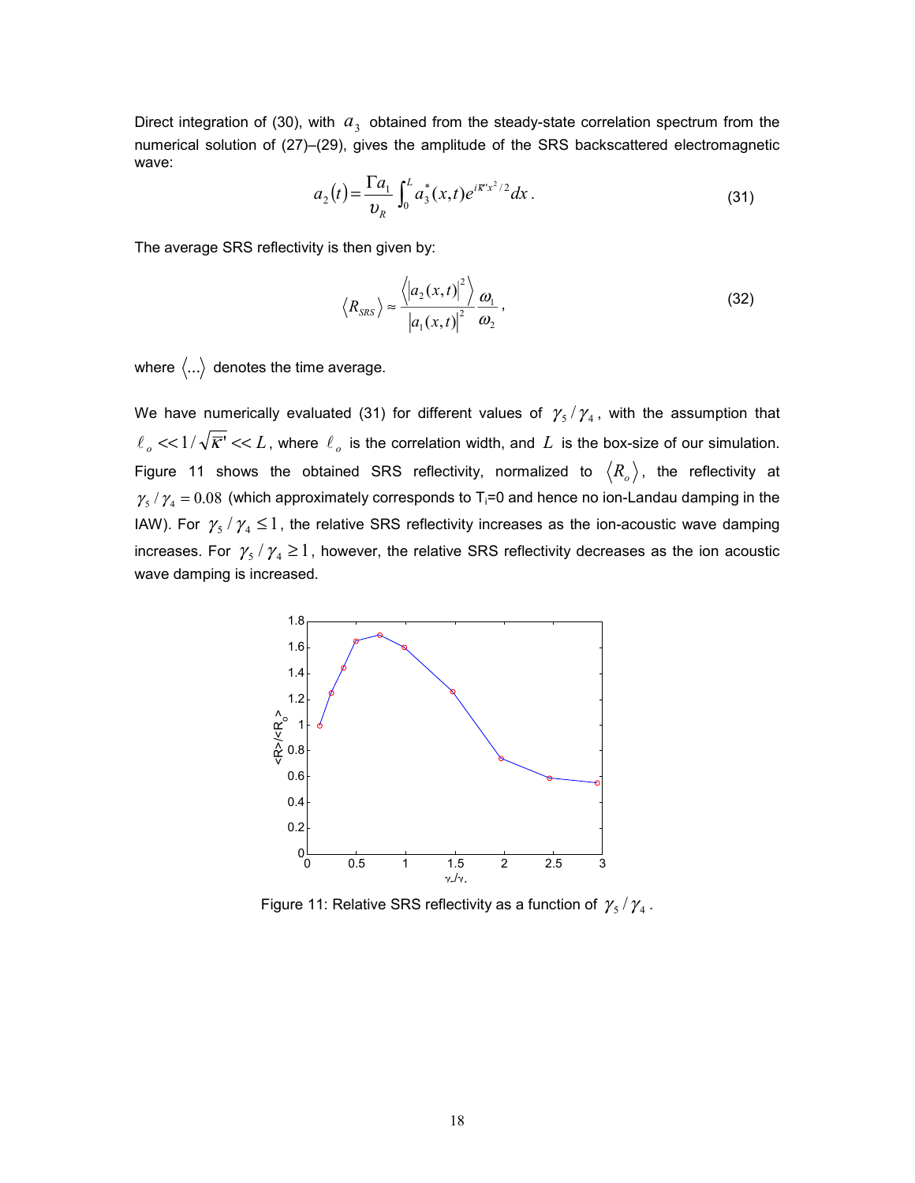Direct integration of (30), with $a_3$ obtained from the steady-state correlation spectrum from the numerical solution of (27)–(29), gives the amplitude of the SRS backscattered electromagnetic wave:

$$a_2(t) = \frac{\Gamma a_1}{\upsilon_R} \int_0^L a_3^*(x,t) e^{i\overline{\kappa}' x^2/2} dx \, . \tag{31}$$

The average SRS reflectivity is then given by:

$$\langle R_{SRS} \rangle \approx \frac{\left\langle |a_2(x,t)|^2 \right\rangle}{|a_1(x,t)|^2} \frac{\omega_1}{\omega_2} \, , \tag{32}$$

where $\langle ... \rangle$ denotes the time average.

We have numerically evaluated (31) for different values of $\gamma_5/\gamma_4$, with the assumption that $\ell_o << 1/\sqrt{\overline{\kappa}'} << L$, where $\ell_o$ is the correlation width, and $L$ is the box-size of our simulation. Figure 11 shows the obtained SRS reflectivity, normalized to $\langle R_o \rangle$, the reflectivity at $\gamma_5/\gamma_4 = 0.08$ (which approximately corresponds to $T_i$=0 and hence no ion-Landau damping in the IAW). For $\gamma_5/\gamma_4 \leq 1$, the relative SRS reflectivity increases as the ion-acoustic wave damping increases. For $\gamma_5/\gamma_4 \geq 1$, however, the relative SRS reflectivity decreases as the ion acoustic wave damping is increased.

Figure 11: Relative SRS reflectivity as a function of $\gamma_5/\gamma_4$.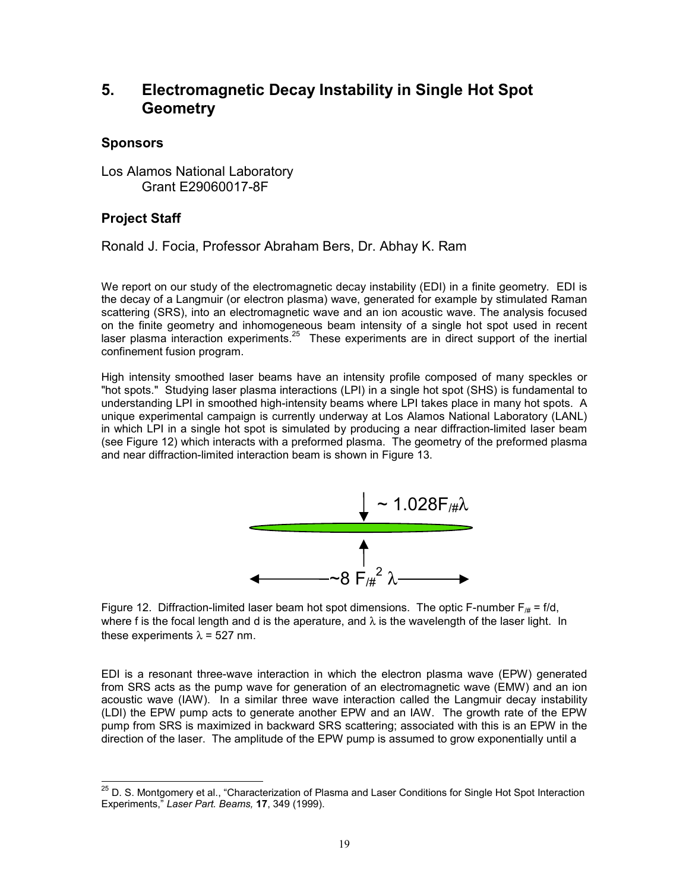# 5. Electromagnetic Decay Instability in Single Hot Spot Geometry

## Sponsors

Los Alamos National Laboratory
Grant E29060017-8F

## Project Staff

Ronald J. Focia, Professor Abraham Bers, Dr. Abhay K. Ram

We report on our study of the electromagnetic decay instability (EDI) in a finite geometry. EDI is the decay of a Langmuir (or electron plasma) wave, generated for example by stimulated Raman scattering (SRS), into an electromagnetic wave and an ion acoustic wave. The analysis focused on the finite geometry and inhomogeneous beam intensity of a single hot spot used in recent laser plasma interaction experiments.[25] These experiments are in direct support of the inertial confinement fusion program.

High intensity smoothed laser beams have an intensity profile composed of many speckles or "hot spots." Studying laser plasma interactions (LPI) in a single hot spot (SHS) is fundamental to understanding LPI in smoothed high-intensity beams where LPI takes place in many hot spots. A unique experimental campaign is currently underway at Los Alamos National Laboratory (LANL) in which LPI in a single hot spot is simulated by producing a near diffraction-limited laser beam (see Figure 12) which interacts with a preformed plasma. The geometry of the preformed plasma and near diffraction-limited interaction beam is shown in Figure 13.

$\sim 1.028 F_{/\#}\lambda$

$\sim 8\, F_{/\#}^2\, \lambda$

Figure 12. Diffraction-limited laser beam hot spot dimensions. The optic F-number $F_{/\#} = f/d$, where f is the focal length and d is the aperature, and $\lambda$ is the wavelength of the laser light. In these experiments $\lambda$ = 527 nm.

EDI is a resonant three-wave interaction in which the electron plasma wave (EPW) generated from SRS acts as the pump wave for generation of an electromagnetic wave (EMW) and an ion acoustic wave (IAW). In a similar three wave interaction called the Langmuir decay instability (LDI) the EPW pump acts to generate another EPW and an IAW. The growth rate of the EPW pump from SRS is maximized in backward SRS scattering; associated with this is an EPW in the direction of the laser. The amplitude of the EPW pump is assumed to grow exponentially until a

[25] D. S. Montgomery et al., "Characterization of Plasma and Laser Conditions for Single Hot Spot Interaction Experiments," *Laser Part. Beams,* **17**, 349 (1999).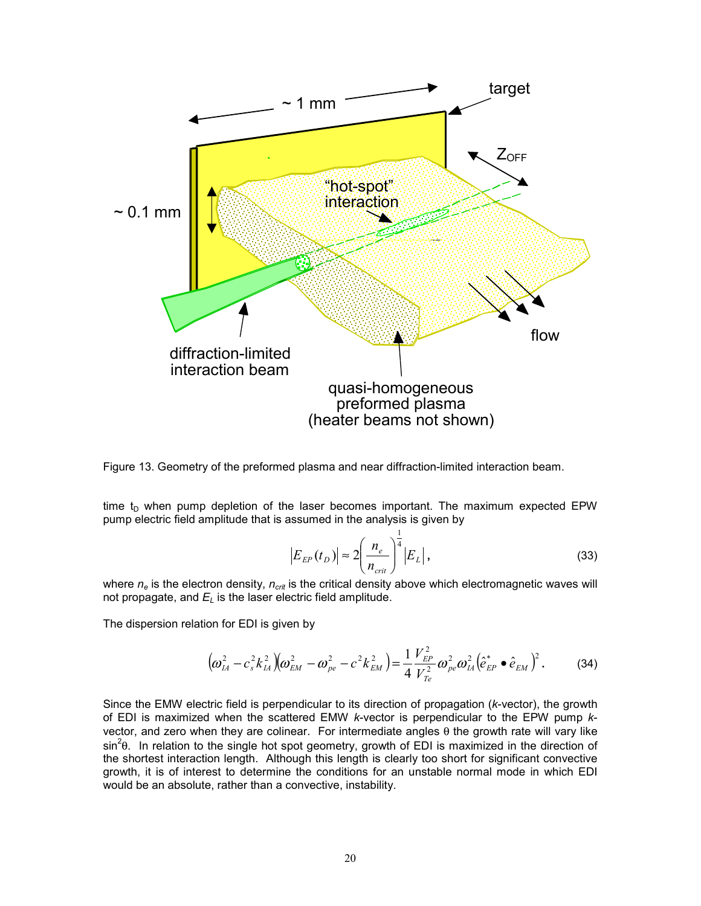Figure 13. Geometry of the preformed plasma and near diffraction-limited interaction beam.

time $t_D$ when pump depletion of the laser becomes important. The maximum expected EPW pump electric field amplitude that is assumed in the analysis is given by

$$\left|E_{EP}(t_D)\right| \approx 2\left(\frac{n_e}{n_{crit}}\right)^{\frac{1}{4}}\left|E_L\right|, \tag{33}$$

where $n_e$ is the electron density, $n_{crit}$ is the critical density above which electromagnetic waves will not propagate, and $E_L$ is the laser electric field amplitude.

The dispersion relation for EDI is given by

$$\left(\omega_{IA}^2 - c_s^2 k_{IA}^2\right)\left(\omega_{EM}^2 - \omega_{pe}^2 - c^2 k_{EM}^2\right) = \frac{1}{4}\frac{V_{EP}^2}{V_{Te}^2}\omega_{pe}^2 \omega_{IA}^2 \left(\hat{e}_{EP}^* \bullet \hat{e}_{EM}\right)^2. \tag{34}$$

Since the EMW electric field is perpendicular to its direction of propagation ($k$-vector), the growth of EDI is maximized when the scattered EMW $k$-vector is perpendicular to the EPW pump $k$-vector, and zero when they are colinear. For intermediate angles $\theta$ the growth rate will vary like $\sin^2\theta$. In relation to the single hot spot geometry, growth of EDI is maximized in the direction of the shortest interaction length. Although this length is clearly too short for significant convective growth, it is of interest to determine the conditions for an unstable normal mode in which EDI would be an absolute, rather than a convective, instability.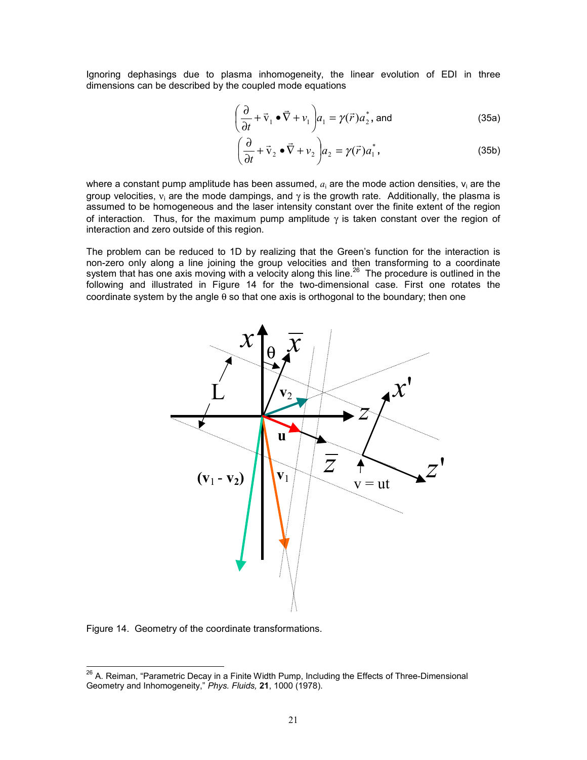Ignoring dephasings due to plasma inhomogeneity, the linear evolution of EDI in three dimensions can be described by the coupled mode equations

$$\left(\frac{\partial}{\partial t} + \vec{\mathrm{v}}_1 \bullet \vec{\nabla} + \nu_1\right) a_1 = \gamma(\vec{r}) a_2^*, \text{ and} \tag{35a}$$

$$\left(\frac{\partial}{\partial t} + \vec{\mathrm{v}}_2 \bullet \vec{\nabla} + \nu_2\right) a_2 = \gamma(\vec{r}) a_1^*, \tag{35b}$$

where a constant pump amplitude has been assumed, $a_i$ are the mode action densities, $\mathrm{v}_i$ are the group velocities, $\nu_i$ are the mode dampings, and $\gamma$ is the growth rate. Additionally, the plasma is assumed to be homogeneous and the laser intensity constant over the finite extent of the region of interaction. Thus, for the maximum pump amplitude $\gamma$ is taken constant over the region of interaction and zero outside of this region.

The problem can be reduced to 1D by realizing that the Green's function for the interaction is non-zero only along a line joining the group velocities and then transforming to a coordinate system that has one axis moving with a velocity along this line.[26] The procedure is outlined in the following and illustrated in Figure 14 for the two-dimensional case. First one rotates the coordinate system by the angle $\theta$ so that one axis is orthogonal to the boundary; then one

Figure 14. Geometry of the coordinate transformations.

[26] A. Reiman, "Parametric Decay in a Finite Width Pump, Including the Effects of Three-Dimensional Geometry and Inhomogeneity," *Phys. Fluids,* **21**, 1000 (1978).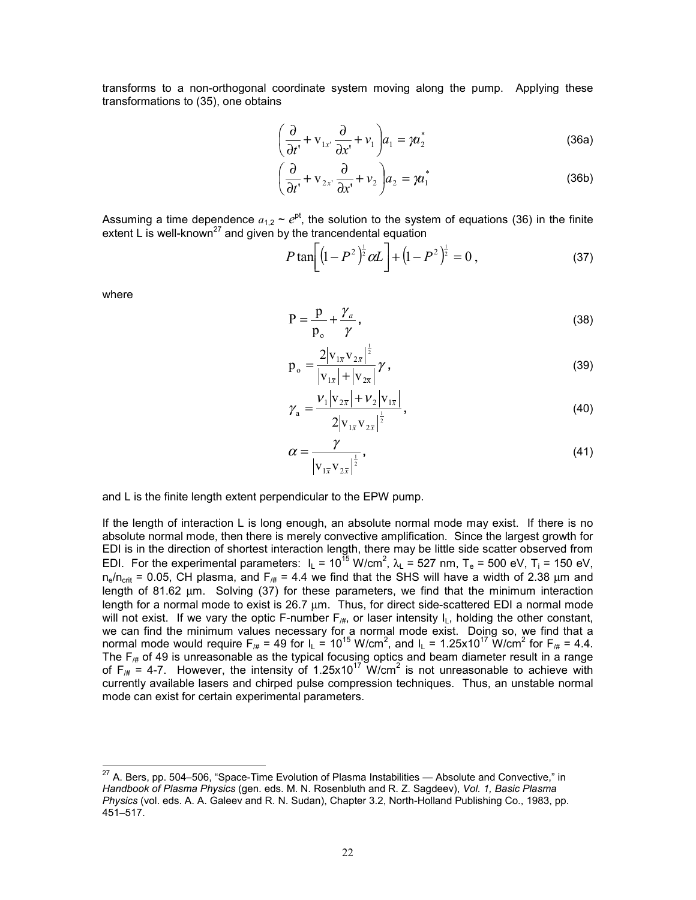transforms to a non-orthogonal coordinate system moving along the pump. Applying these transformations to (35), one obtains

$$\left(\frac{\partial}{\partial t'} + \mathrm{v}_{1x'}\frac{\partial}{\partial x'} + \nu_1\right) a_1 = \gamma a_2^* \tag{36a}$$

$$\left(\frac{\partial}{\partial t'} + \mathrm{v}_{2x'}\frac{\partial}{\partial x'} + \nu_2\right) a_2 = \gamma a_1^* \tag{36b}$$

Assuming a time dependence $a_{1,2} \sim e^{pt}$, the solution to the system of equations (36) in the finite extent L is well-known[27] and given by the trancendental equation

$$P \tan\left[\left(1 - P^2\right)^{\frac{1}{2}} \alpha L\right] + \left(1 - P^2\right)^{\frac{1}{2}} = 0\,, \tag{37}$$

where

$$\mathrm{P} = \frac{\mathrm{p}}{\mathrm{p_o}} + \frac{\gamma_a}{\gamma}\,, \tag{38}$$

$$\mathrm{p_o} = \frac{2\left|\mathrm{v}_{1\bar{x}}\mathrm{v}_{2\bar{x}}\right|^{\frac{1}{2}}}{\left|\mathrm{v}_{1\bar{x}}\right| + \left|\mathrm{v}_{2\bar{x}}\right|}\gamma\,, \tag{39}$$

$$\gamma_{\mathrm{a}} = \frac{\nu_1\left|\mathrm{v}_{2\bar{x}}\right| + \nu_2\left|\mathrm{v}_{1\bar{x}}\right|}{2\left|\mathrm{v}_{1\bar{x}}\mathrm{v}_{2\bar{x}}\right|^{\frac{1}{2}}}\,, \tag{40}$$

$$\alpha = \frac{\gamma}{\left|\mathrm{v}_{1\bar{x}}\mathrm{v}_{2\bar{x}}\right|^{\frac{1}{2}}}\,, \tag{41}$$

and L is the finite length extent perpendicular to the EPW pump.

If the length of interaction L is long enough, an absolute normal mode may exist. If there is no absolute normal mode, then there is merely convective amplification. Since the largest growth for EDI is in the direction of shortest interaction length, there may be little side scatter observed from EDI. For the experimental parameters: $I_L = 10^{15}$ W/cm$^2$, $\lambda_L$ = 527 nm, $T_e$ = 500 eV, $T_i$ = 150 eV, $n_e/n_{crit}$ = 0.05, CH plasma, and $F_{/\#}$ = 4.4 we find that the SHS will have a width of 2.38 μm and length of 81.62 μm. Solving (37) for these parameters, we find that the minimum interaction length for a normal mode to exist is 26.7 μm. Thus, for direct side-scattered EDI a normal mode will not exist. If we vary the optic F-number $F_{/\#}$, or laser intensity $I_L$, holding the other constant, we can find the minimum values necessary for a normal mode exist. Doing so, we find that a normal mode would require $F_{/\#}$ = 49 for $I_L = 10^{15}$ W/cm$^2$, and $I_L = 1.25\text{x}10^{17}$ W/cm$^2$ for $F_{/\#}$ = 4.4. The $F_{/\#}$ of 49 is unreasonable as the typical focusing optics and beam diameter result in a range of $F_{/\#}$ = 4-7. However, the intensity of $1.25\text{x}10^{17}$ W/cm$^2$ is not unreasonable to achieve with currently available lasers and chirped pulse compression techniques. Thus, an unstable normal mode can exist for certain experimental parameters.

---

[27] A. Bers, pp. 504–506, "Space-Time Evolution of Plasma Instabilities — Absolute and Convective," in *Handbook of Plasma Physics* (gen. eds. M. N. Rosenbluth and R. Z. Sagdeev), *Vol. 1, Basic Plasma Physics* (vol. eds. A. A. Galeev and R. N. Sudan), Chapter 3.2, North-Holland Publishing Co., 1983, pp. 451–517.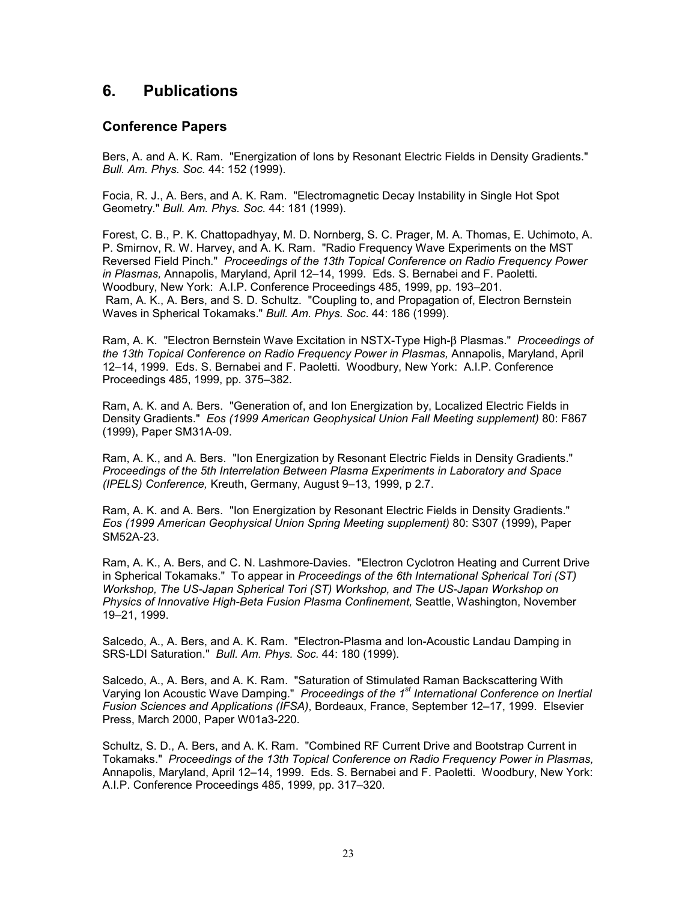# 6. Publications

## Conference Papers

Bers, A. and A. K. Ram. "Energization of Ions by Resonant Electric Fields in Density Gradients." *Bull. Am. Phys. Soc.* 44: 152 (1999).

Focia, R. J., A. Bers, and A. K. Ram. "Electromagnetic Decay Instability in Single Hot Spot Geometry." *Bull. Am. Phys. Soc.* 44: 181 (1999).

Forest, C. B., P. K. Chattopadhyay, M. D. Nornberg, S. C. Prager, M. A. Thomas, E. Uchimoto, A. P. Smirnov, R. W. Harvey, and A. K. Ram. "Radio Frequency Wave Experiments on the MST Reversed Field Pinch." *Proceedings of the 13th Topical Conference on Radio Frequency Power in Plasmas,* Annapolis, Maryland, April 12–14, 1999. Eds. S. Bernabei and F. Paoletti. Woodbury, New York: A.I.P. Conference Proceedings 485, 1999, pp. 193–201.

Ram, A. K., A. Bers, and S. D. Schultz. "Coupling to, and Propagation of, Electron Bernstein Waves in Spherical Tokamaks." *Bull. Am. Phys. Soc.* 44: 186 (1999).

Ram, A. K. "Electron Bernstein Wave Excitation in NSTX-Type High-$\beta$ Plasmas." *Proceedings of the 13th Topical Conference on Radio Frequency Power in Plasmas,* Annapolis, Maryland, April 12–14, 1999. Eds. S. Bernabei and F. Paoletti. Woodbury, New York: A.I.P. Conference Proceedings 485, 1999, pp. 375–382.

Ram, A. K. and A. Bers. "Generation of, and Ion Energization by, Localized Electric Fields in Density Gradients." *Eos (1999 American Geophysical Union Fall Meeting supplement)* 80: F867 (1999), Paper SM31A-09.

Ram, A. K., and A. Bers. "Ion Energization by Resonant Electric Fields in Density Gradients." *Proceedings of the 5th Interrelation Between Plasma Experiments in Laboratory and Space (IPELS) Conference,* Kreuth, Germany, August 9–13, 1999, p 2.7.

Ram, A. K. and A. Bers. "Ion Energization by Resonant Electric Fields in Density Gradients." *Eos (1999 American Geophysical Union Spring Meeting supplement)* 80: S307 (1999), Paper SM52A-23.

Ram, A. K., A. Bers, and C. N. Lashmore-Davies. "Electron Cyclotron Heating and Current Drive in Spherical Tokamaks." To appear in *Proceedings of the 6th International Spherical Tori (ST) Workshop, The US-Japan Spherical Tori (ST) Workshop, and The US-Japan Workshop on Physics of Innovative High-Beta Fusion Plasma Confinement,* Seattle, Washington, November 19–21, 1999.

Salcedo, A., A. Bers, and A. K. Ram. "Electron-Plasma and Ion-Acoustic Landau Damping in SRS-LDI Saturation." *Bull. Am. Phys. Soc.* 44: 180 (1999).

Salcedo, A., A. Bers, and A. K. Ram. "Saturation of Stimulated Raman Backscattering With Varying Ion Acoustic Wave Damping." *Proceedings of the 1st International Conference on Inertial Fusion Sciences and Applications (IFSA)*, Bordeaux, France, September 12–17, 1999. Elsevier Press, March 2000, Paper W01a3-220.

Schultz, S. D., A. Bers, and A. K. Ram. "Combined RF Current Drive and Bootstrap Current in Tokamaks." *Proceedings of the 13th Topical Conference on Radio Frequency Power in Plasmas,* Annapolis, Maryland, April 12–14, 1999. Eds. S. Bernabei and F. Paoletti. Woodbury, New York: A.I.P. Conference Proceedings 485, 1999, pp. 317–320.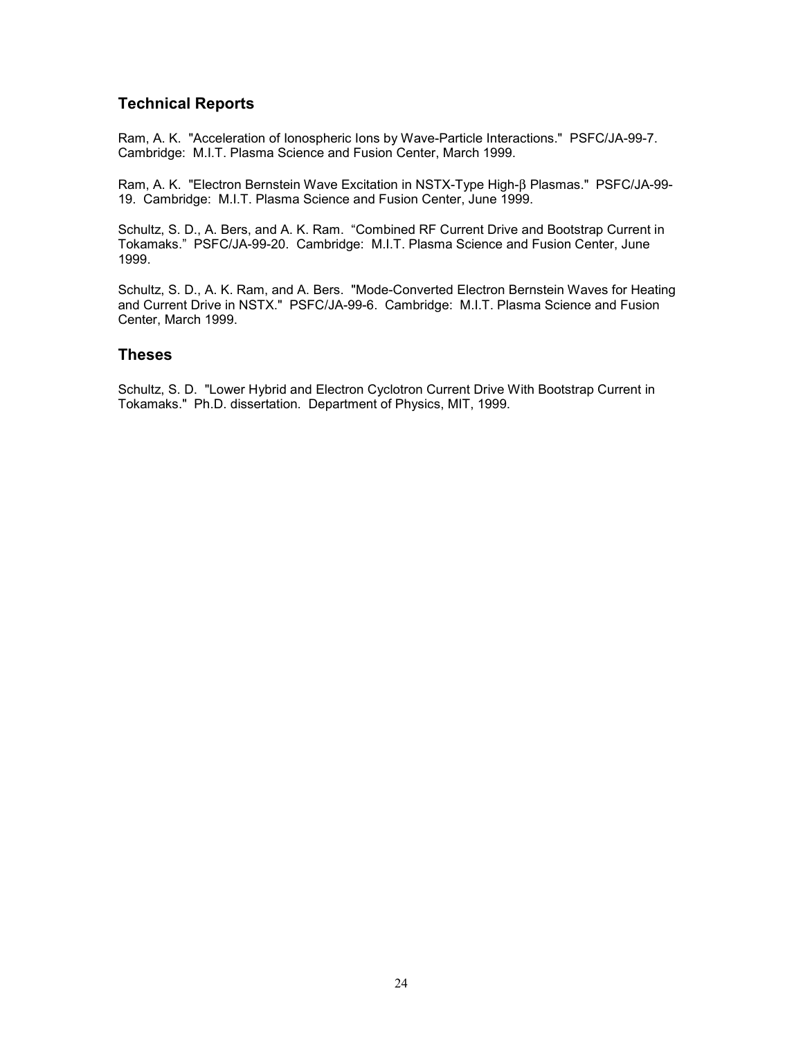## Technical Reports

Ram, A. K. "Acceleration of Ionospheric Ions by Wave-Particle Interactions." PSFC/JA-99-7. Cambridge: M.I.T. Plasma Science and Fusion Center, March 1999.

Ram, A. K. "Electron Bernstein Wave Excitation in NSTX-Type High-$\beta$ Plasmas." PSFC/JA-99-19. Cambridge: M.I.T. Plasma Science and Fusion Center, June 1999.

Schultz, S. D., A. Bers, and A. K. Ram. "Combined RF Current Drive and Bootstrap Current in Tokamaks." PSFC/JA-99-20. Cambridge: M.I.T. Plasma Science and Fusion Center, June 1999.

Schultz, S. D., A. K. Ram, and A. Bers. "Mode-Converted Electron Bernstein Waves for Heating and Current Drive in NSTX." PSFC/JA-99-6. Cambridge: M.I.T. Plasma Science and Fusion Center, March 1999.

## Theses

Schultz, S. D. "Lower Hybrid and Electron Cyclotron Current Drive With Bootstrap Current in Tokamaks." Ph.D. dissertation. Department of Physics, MIT, 1999.